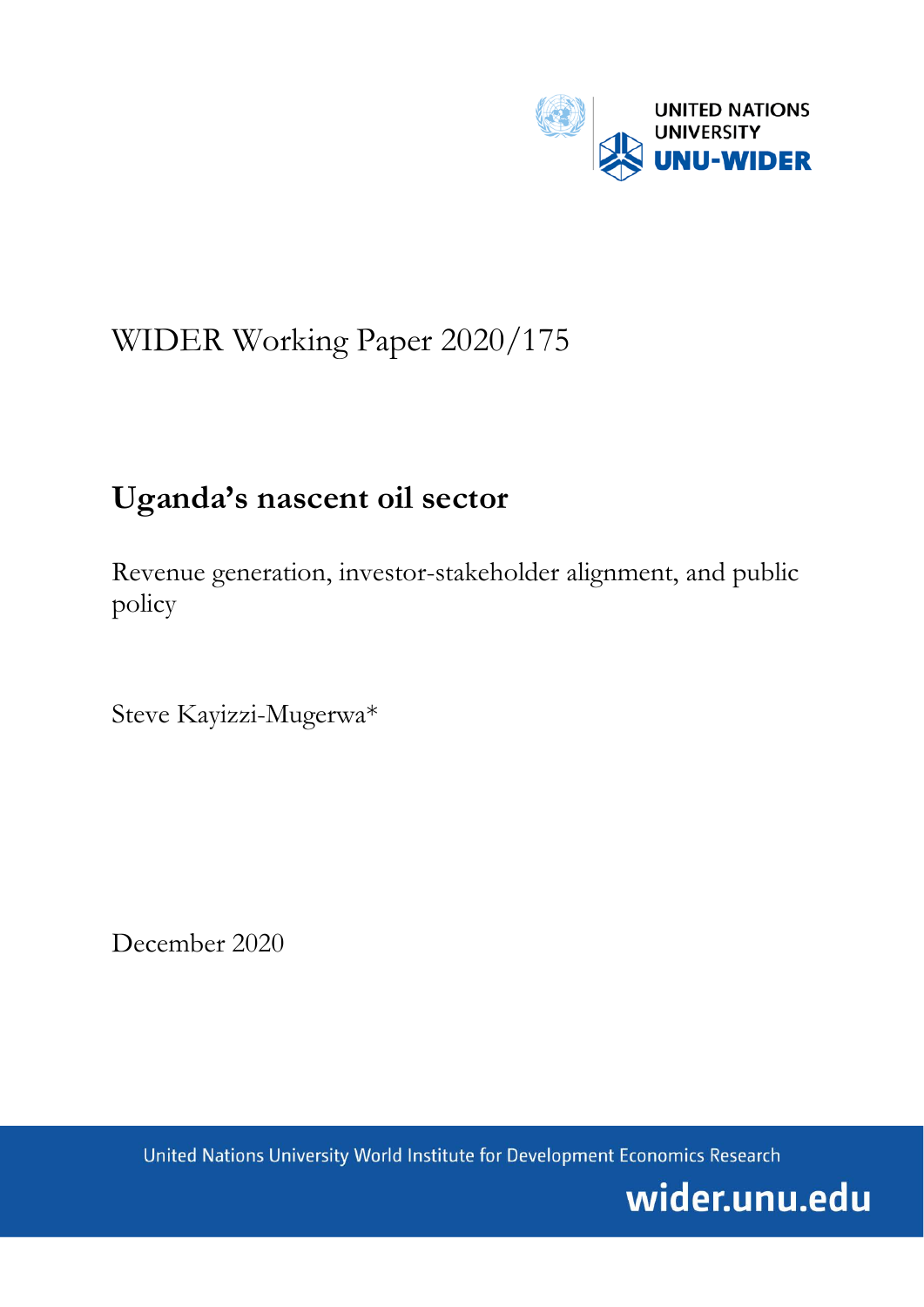UNITED NATIONS UNIVERSITY
UNU-WIDER

WIDER Working Paper 2020/175

# Uganda's nascent oil sector

Revenue generation, investor-stakeholder alignment, and public policy

Steve Kayizzi-Mugerwa*

December 2020

United Nations University World Institute for Development Economics Research

wider.unu.edu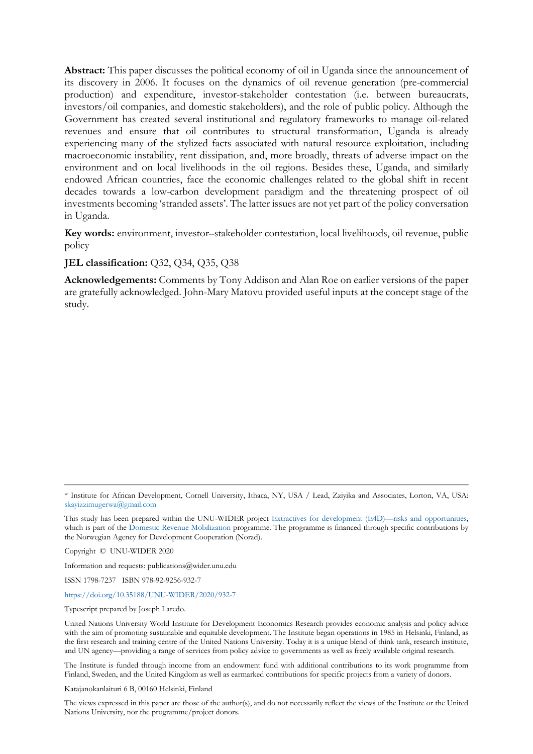**Abstract:** This paper discusses the political economy of oil in Uganda since the announcement of its discovery in 2006. It focuses on the dynamics of oil revenue generation (pre-commercial production) and expenditure, investor-stakeholder contestation (i.e. between bureaucrats, investors/oil companies, and domestic stakeholders), and the role of public policy. Although the Government has created several institutional and regulatory frameworks to manage oil-related revenues and ensure that oil contributes to structural transformation, Uganda is already experiencing many of the stylized facts associated with natural resource exploitation, including macroeconomic instability, rent dissipation, and, more broadly, threats of adverse impact on the environment and on local livelihoods in the oil regions. Besides these, Uganda, and similarly endowed African countries, face the economic challenges related to the global shift in recent decades towards a low-carbon development paradigm and the threatening prospect of oil investments becoming 'stranded assets'. The latter issues are not yet part of the policy conversation in Uganda.

**Key words:** environment, investor–stakeholder contestation, local livelihoods, oil revenue, public policy

**JEL classification:** Q32, Q34, Q35, Q38

**Acknowledgements:** Comments by Tony Addison and Alan Roe on earlier versions of the paper are gratefully acknowledged. John-Mary Matovu provided useful inputs at the concept stage of the study.

---

* Institute for African Development, Cornell University, Ithaca, NY, USA / Lead, Zziyika and Associates, Lorton, VA, USA: skayizzimugerwa@gmail.com

This study has been prepared within the UNU-WIDER project Extractives for development (E4D)—risks and opportunities, which is part of the Domestic Revenue Mobilization programme. The programme is financed through specific contributions by the Norwegian Agency for Development Cooperation (Norad).

Copyright © UNU-WIDER 2020

Information and requests: publications@wider.unu.edu

ISSN 1798-7237 ISBN 978-92-9256-932-7

https://doi.org/10.35188/UNU-WIDER/2020/932-7

Typescript prepared by Joseph Laredo.

United Nations University World Institute for Development Economics Research provides economic analysis and policy advice with the aim of promoting sustainable and equitable development. The Institute began operations in 1985 in Helsinki, Finland, as the first research and training centre of the United Nations University. Today it is a unique blend of think tank, research institute, and UN agency—providing a range of services from policy advice to governments as well as freely available original research.

The Institute is funded through income from an endowment fund with additional contributions to its work programme from Finland, Sweden, and the United Kingdom as well as earmarked contributions for specific projects from a variety of donors.

Katajanokanlaituri 6 B, 00160 Helsinki, Finland

The views expressed in this paper are those of the author(s), and do not necessarily reflect the views of the Institute or the United Nations University, nor the programme/project donors.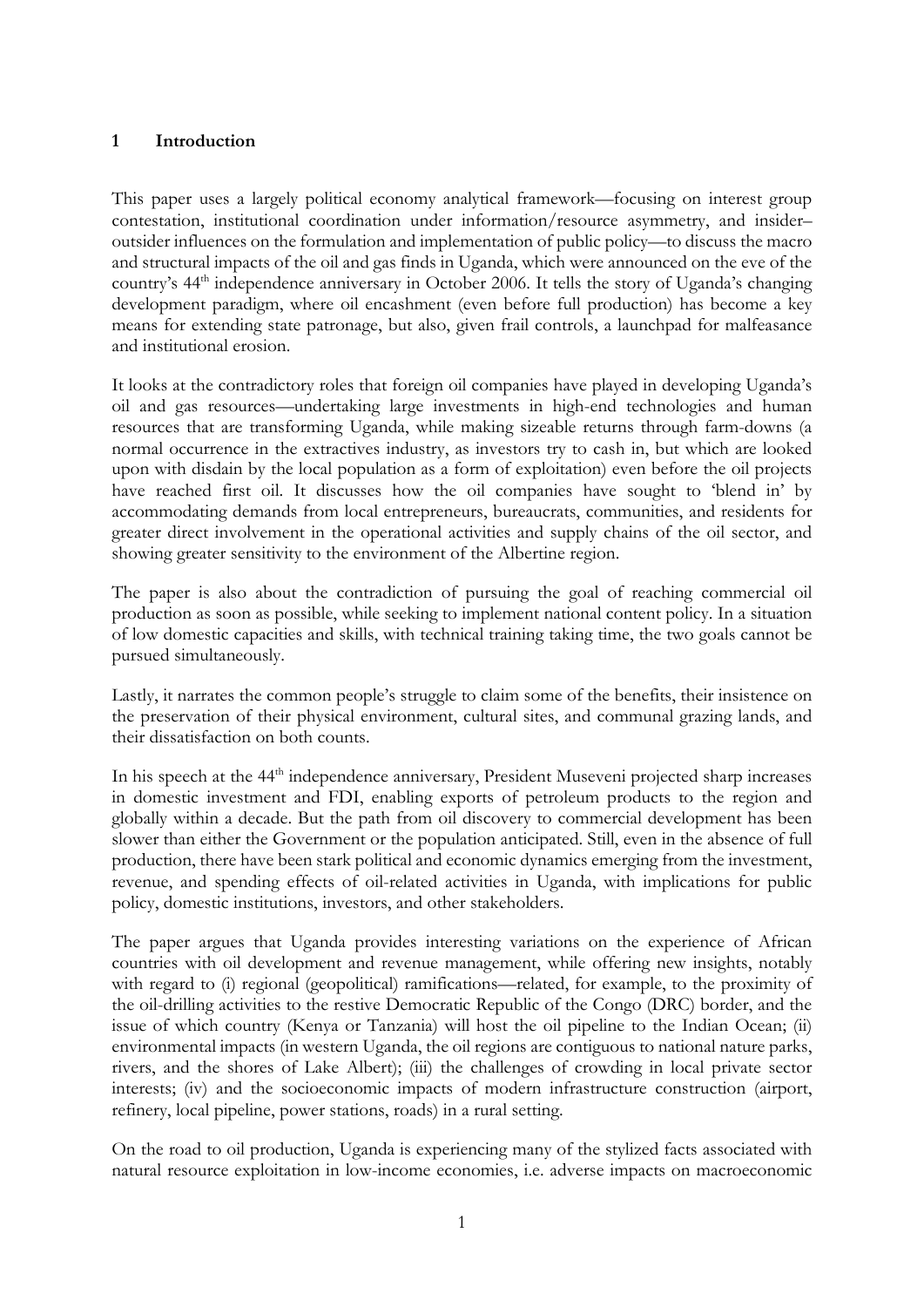## 1 Introduction

This paper uses a largely political economy analytical framework—focusing on interest group contestation, institutional coordination under information/resource asymmetry, and insider–outsider influences on the formulation and implementation of public policy—to discuss the macro and structural impacts of the oil and gas finds in Uganda, which were announced on the eve of the country's 44th independence anniversary in October 2006. It tells the story of Uganda's changing development paradigm, where oil encashment (even before full production) has become a key means for extending state patronage, but also, given frail controls, a launchpad for malfeasance and institutional erosion.

It looks at the contradictory roles that foreign oil companies have played in developing Uganda's oil and gas resources—undertaking large investments in high-end technologies and human resources that are transforming Uganda, while making sizeable returns through farm-downs (a normal occurrence in the extractives industry, as investors try to cash in, but which are looked upon with disdain by the local population as a form of exploitation) even before the oil projects have reached first oil. It discusses how the oil companies have sought to 'blend in' by accommodating demands from local entrepreneurs, bureaucrats, communities, and residents for greater direct involvement in the operational activities and supply chains of the oil sector, and showing greater sensitivity to the environment of the Albertine region.

The paper is also about the contradiction of pursuing the goal of reaching commercial oil production as soon as possible, while seeking to implement national content policy. In a situation of low domestic capacities and skills, with technical training taking time, the two goals cannot be pursued simultaneously.

Lastly, it narrates the common people's struggle to claim some of the benefits, their insistence on the preservation of their physical environment, cultural sites, and communal grazing lands, and their dissatisfaction on both counts.

In his speech at the 44th independence anniversary, President Museveni projected sharp increases in domestic investment and FDI, enabling exports of petroleum products to the region and globally within a decade. But the path from oil discovery to commercial development has been slower than either the Government or the population anticipated. Still, even in the absence of full production, there have been stark political and economic dynamics emerging from the investment, revenue, and spending effects of oil-related activities in Uganda, with implications for public policy, domestic institutions, investors, and other stakeholders.

The paper argues that Uganda provides interesting variations on the experience of African countries with oil development and revenue management, while offering new insights, notably with regard to (i) regional (geopolitical) ramifications—related, for example, to the proximity of the oil-drilling activities to the restive Democratic Republic of the Congo (DRC) border, and the issue of which country (Kenya or Tanzania) will host the oil pipeline to the Indian Ocean; (ii) environmental impacts (in western Uganda, the oil regions are contiguous to national nature parks, rivers, and the shores of Lake Albert); (iii) the challenges of crowding in local private sector interests; (iv) and the socioeconomic impacts of modern infrastructure construction (airport, refinery, local pipeline, power stations, roads) in a rural setting.

On the road to oil production, Uganda is experiencing many of the stylized facts associated with natural resource exploitation in low-income economies, i.e. adverse impacts on macroeconomic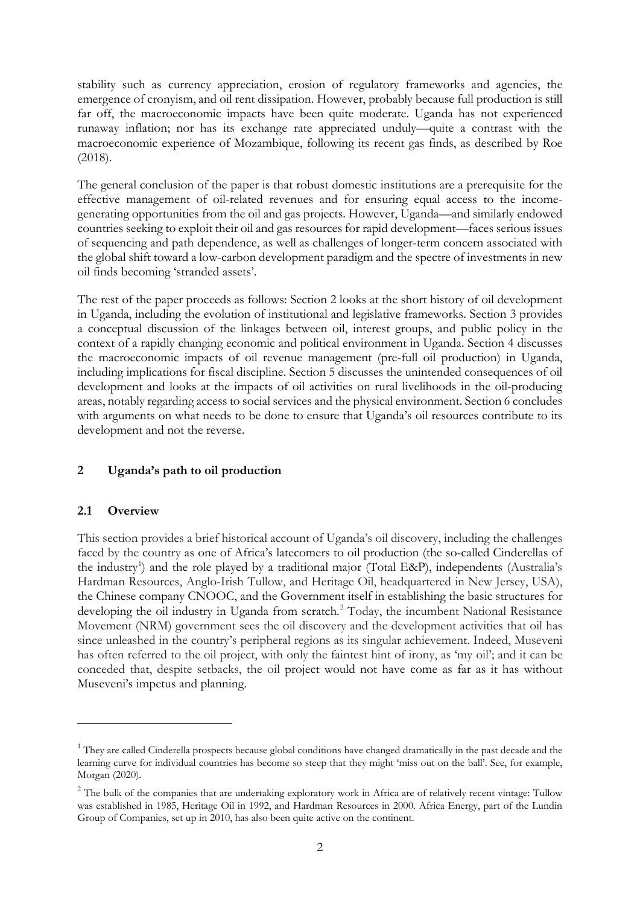stability such as currency appreciation, erosion of regulatory frameworks and agencies, the emergence of cronyism, and oil rent dissipation. However, probably because full production is still far off, the macroeconomic impacts have been quite moderate. Uganda has not experienced runaway inflation; nor has its exchange rate appreciated unduly—quite a contrast with the macroeconomic experience of Mozambique, following its recent gas finds, as described by Roe (2018).

The general conclusion of the paper is that robust domestic institutions are a prerequisite for the effective management of oil-related revenues and for ensuring equal access to the income-generating opportunities from the oil and gas projects. However, Uganda—and similarly endowed countries seeking to exploit their oil and gas resources for rapid development—faces serious issues of sequencing and path dependence, as well as challenges of longer-term concern associated with the global shift toward a low-carbon development paradigm and the spectre of investments in new oil finds becoming 'stranded assets'.

The rest of the paper proceeds as follows: Section 2 looks at the short history of oil development in Uganda, including the evolution of institutional and legislative frameworks. Section 3 provides a conceptual discussion of the linkages between oil, interest groups, and public policy in the context of a rapidly changing economic and political environment in Uganda. Section 4 discusses the macroeconomic impacts of oil revenue management (pre-full oil production) in Uganda, including implications for fiscal discipline. Section 5 discusses the unintended consequences of oil development and looks at the impacts of oil activities on rural livelihoods in the oil-producing areas, notably regarding access to social services and the physical environment. Section 6 concludes with arguments on what needs to be done to ensure that Uganda's oil resources contribute to its development and not the reverse.

## 2 Uganda's path to oil production

### 2.1 Overview

This section provides a brief historical account of Uganda's oil discovery, including the challenges faced by the country as one of Africa's latecomers to oil production (the so-called Cinderellas of the industry[1]) and the role played by a traditional major (Total E&P), independents (Australia's Hardman Resources, Anglo-Irish Tullow, and Heritage Oil, headquartered in New Jersey, USA), the Chinese company CNOOC, and the Government itself in establishing the basic structures for developing the oil industry in Uganda from scratch.[2] Today, the incumbent National Resistance Movement (NRM) government sees the oil discovery and the development activities that oil has since unleashed in the country's peripheral regions as its singular achievement. Indeed, Museveni has often referred to the oil project, with only the faintest hint of irony, as 'my oil'; and it can be conceded that, despite setbacks, the oil project would not have come as far as it has without Museveni's impetus and planning.

---

[1] They are called Cinderella prospects because global conditions have changed dramatically in the past decade and the learning curve for individual countries has become so steep that they might 'miss out on the ball'. See, for example, Morgan (2020).

[2] The bulk of the companies that are undertaking exploratory work in Africa are of relatively recent vintage: Tullow was established in 1985, Heritage Oil in 1992, and Hardman Resources in 2000. Africa Energy, part of the Lundin Group of Companies, set up in 2010, has also been quite active on the continent.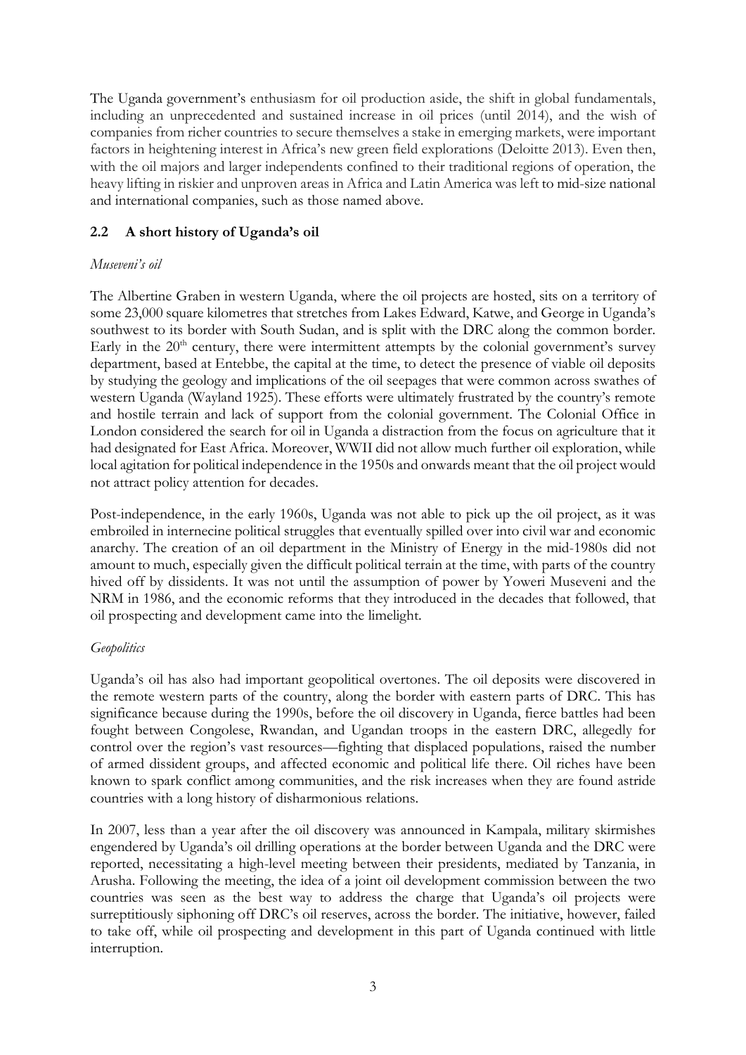The Uganda government's enthusiasm for oil production aside, the shift in global fundamentals, including an unprecedented and sustained increase in oil prices (until 2014), and the wish of companies from richer countries to secure themselves a stake in emerging markets, were important factors in heightening interest in Africa's new green field explorations (Deloitte 2013). Even then, with the oil majors and larger independents confined to their traditional regions of operation, the heavy lifting in riskier and unproven areas in Africa and Latin America was left to mid-size national and international companies, such as those named above.

## 2.2 A short history of Uganda's oil

*Museveni's oil*

The Albertine Graben in western Uganda, where the oil projects are hosted, sits on a territory of some 23,000 square kilometres that stretches from Lakes Edward, Katwe, and George in Uganda's southwest to its border with South Sudan, and is split with the DRC along the common border. Early in the 20th century, there were intermittent attempts by the colonial government's survey department, based at Entebbe, the capital at the time, to detect the presence of viable oil deposits by studying the geology and implications of the oil seepages that were common across swathes of western Uganda (Wayland 1925). These efforts were ultimately frustrated by the country's remote and hostile terrain and lack of support from the colonial government. The Colonial Office in London considered the search for oil in Uganda a distraction from the focus on agriculture that it had designated for East Africa. Moreover, WWII did not allow much further oil exploration, while local agitation for political independence in the 1950s and onwards meant that the oil project would not attract policy attention for decades.

Post-independence, in the early 1960s, Uganda was not able to pick up the oil project, as it was embroiled in internecine political struggles that eventually spilled over into civil war and economic anarchy. The creation of an oil department in the Ministry of Energy in the mid-1980s did not amount to much, especially given the difficult political terrain at the time, with parts of the country hived off by dissidents. It was not until the assumption of power by Yoweri Museveni and the NRM in 1986, and the economic reforms that they introduced in the decades that followed, that oil prospecting and development came into the limelight.

*Geopolitics*

Uganda's oil has also had important geopolitical overtones. The oil deposits were discovered in the remote western parts of the country, along the border with eastern parts of DRC. This has significance because during the 1990s, before the oil discovery in Uganda, fierce battles had been fought between Congolese, Rwandan, and Ugandan troops in the eastern DRC, allegedly for control over the region's vast resources—fighting that displaced populations, raised the number of armed dissident groups, and affected economic and political life there. Oil riches have been known to spark conflict among communities, and the risk increases when they are found astride countries with a long history of disharmonious relations.

In 2007, less than a year after the oil discovery was announced in Kampala, military skirmishes engendered by Uganda's oil drilling operations at the border between Uganda and the DRC were reported, necessitating a high-level meeting between their presidents, mediated by Tanzania, in Arusha. Following the meeting, the idea of a joint oil development commission between the two countries was seen as the best way to address the charge that Uganda's oil projects were surreptitiously siphoning off DRC's oil reserves, across the border. The initiative, however, failed to take off, while oil prospecting and development in this part of Uganda continued with little interruption.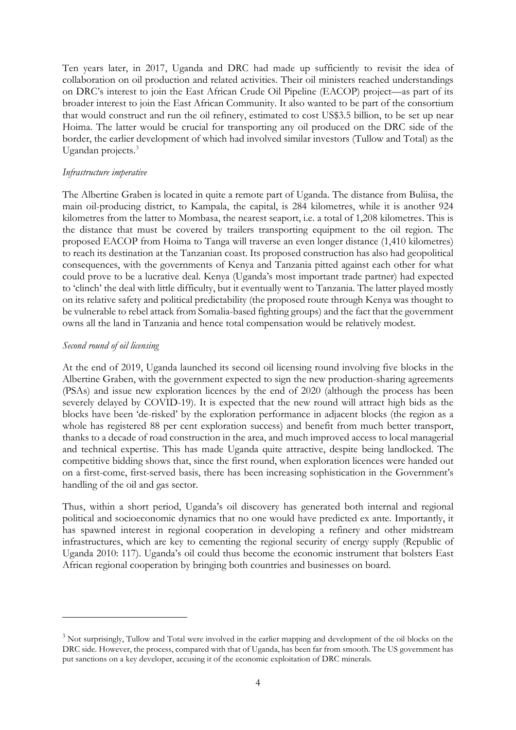Ten years later, in 2017, Uganda and DRC had made up sufficiently to revisit the idea of collaboration on oil production and related activities. Their oil ministers reached understandings on DRC's interest to join the East African Crude Oil Pipeline (EACOP) project—as part of its broader interest to join the East African Community. It also wanted to be part of the consortium that would construct and run the oil refinery, estimated to cost US$3.5 billion, to be set up near Hoima. The latter would be crucial for transporting any oil produced on the DRC side of the border, the earlier development of which had involved similar investors (Tullow and Total) as the Ugandan projects.[3]

*Infrastructure imperative*

The Albertine Graben is located in quite a remote part of Uganda. The distance from Buliisa, the main oil-producing district, to Kampala, the capital, is 284 kilometres, while it is another 924 kilometres from the latter to Mombasa, the nearest seaport, i.e. a total of 1,208 kilometres. This is the distance that must be covered by trailers transporting equipment to the oil region. The proposed EACOP from Hoima to Tanga will traverse an even longer distance (1,410 kilometres) to reach its destination at the Tanzanian coast. Its proposed construction has also had geopolitical consequences, with the governments of Kenya and Tanzania pitted against each other for what could prove to be a lucrative deal. Kenya (Uganda's most important trade partner) had expected to 'clinch' the deal with little difficulty, but it eventually went to Tanzania. The latter played mostly on its relative safety and political predictability (the proposed route through Kenya was thought to be vulnerable to rebel attack from Somalia-based fighting groups) and the fact that the government owns all the land in Tanzania and hence total compensation would be relatively modest.

*Second round of oil licensing*

At the end of 2019, Uganda launched its second oil licensing round involving five blocks in the Albertine Graben, with the government expected to sign the new production-sharing agreements (PSAs) and issue new exploration licences by the end of 2020 (although the process has been severely delayed by COVID-19). It is expected that the new round will attract high bids as the blocks have been 'de-risked' by the exploration performance in adjacent blocks (the region as a whole has registered 88 per cent exploration success) and benefit from much better transport, thanks to a decade of road construction in the area, and much improved access to local managerial and technical expertise. This has made Uganda quite attractive, despite being landlocked. The competitive bidding shows that, since the first round, when exploration licences were handed out on a first-come, first-served basis, there has been increasing sophistication in the Government's handling of the oil and gas sector.

Thus, within a short period, Uganda's oil discovery has generated both internal and regional political and socioeconomic dynamics that no one would have predicted ex ante. Importantly, it has spawned interest in regional cooperation in developing a refinery and other midstream infrastructures, which are key to cementing the regional security of energy supply (Republic of Uganda 2010: 117). Uganda's oil could thus become the economic instrument that bolsters East African regional cooperation by bringing both countries and businesses on board.

---

[3] Not surprisingly, Tullow and Total were involved in the earlier mapping and development of the oil blocks on the DRC side. However, the process, compared with that of Uganda, has been far from smooth. The US government has put sanctions on a key developer, accusing it of the economic exploitation of DRC minerals.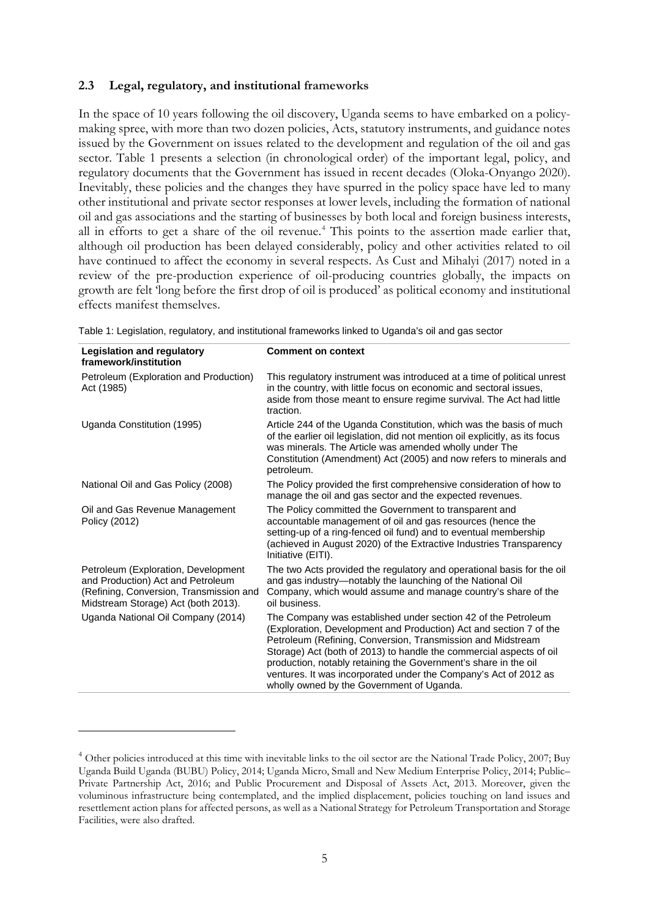### 2.3 Legal, regulatory, and institutional frameworks

In the space of 10 years following the oil discovery, Uganda seems to have embarked on a policy-making spree, with more than two dozen policies, Acts, statutory instruments, and guidance notes issued by the Government on issues related to the development and regulation of the oil and gas sector. Table 1 presents a selection (in chronological order) of the important legal, policy, and regulatory documents that the Government has issued in recent decades (Oloka-Onyango 2020). Inevitably, these policies and the changes they have spurred in the policy space have led to many other institutional and private sector responses at lower levels, including the formation of national oil and gas associations and the starting of businesses by both local and foreign business interests, all in efforts to get a share of the oil revenue.[4] This points to the assertion made earlier that, although oil production has been delayed considerably, policy and other activities related to oil have continued to affect the economy in several respects. As Cust and Mihalyi (2017) noted in a review of the pre-production experience of oil-producing countries globally, the impacts on growth are felt 'long before the first drop of oil is produced' as political economy and institutional effects manifest themselves.

Table 1: Legislation, regulatory, and institutional frameworks linked to Uganda's oil and gas sector

| Legislation and regulatory framework/institution | Comment on context |
|---|---|
| Petroleum (Exploration and Production) Act (1985) | This regulatory instrument was introduced at a time of political unrest in the country, with little focus on economic and sectoral issues, aside from those meant to ensure regime survival. The Act had little traction. |
| Uganda Constitution (1995) | Article 244 of the Uganda Constitution, which was the basis of much of the earlier oil legislation, did not mention oil explicitly, as its focus was minerals. The Article was amended wholly under The Constitution (Amendment) Act (2005) and now refers to minerals and petroleum. |
| National Oil and Gas Policy (2008) | The Policy provided the first comprehensive consideration of how to manage the oil and gas sector and the expected revenues. |
| Oil and Gas Revenue Management Policy (2012) | The Policy committed the Government to transparent and accountable management of oil and gas resources (hence the setting-up of a ring-fenced oil fund) and to eventual membership (achieved in August 2020) of the Extractive Industries Transparency Initiative (EITI). |
| Petroleum (Exploration, Development and Production) Act and Petroleum (Refining, Conversion, Transmission and Midstream Storage) Act (both 2013). | The two Acts provided the regulatory and operational basis for the oil and gas industry—notably the launching of the National Oil Company, which would assume and manage country's share of the oil business. |
| Uganda National Oil Company (2014) | The Company was established under section 42 of the Petroleum (Exploration, Development and Production) Act and section 7 of the Petroleum (Refining, Conversion, Transmission and Midstream Storage) Act (both of 2013) to handle the commercial aspects of oil production, notably retaining the Government's share in the oil ventures. It was incorporated under the Company's Act of 2012 as wholly owned by the Government of Uganda. |

[4] Other policies introduced at this time with inevitable links to the oil sector are the National Trade Policy, 2007; Buy Uganda Build Uganda (BUBU) Policy, 2014; Uganda Micro, Small and New Medium Enterprise Policy, 2014; Public–Private Partnership Act, 2016; and Public Procurement and Disposal of Assets Act, 2013. Moreover, given the voluminous infrastructure being contemplated, and the implied displacement, policies touching on land issues and resettlement action plans for affected persons, as well as a National Strategy for Petroleum Transportation and Storage Facilities, were also drafted.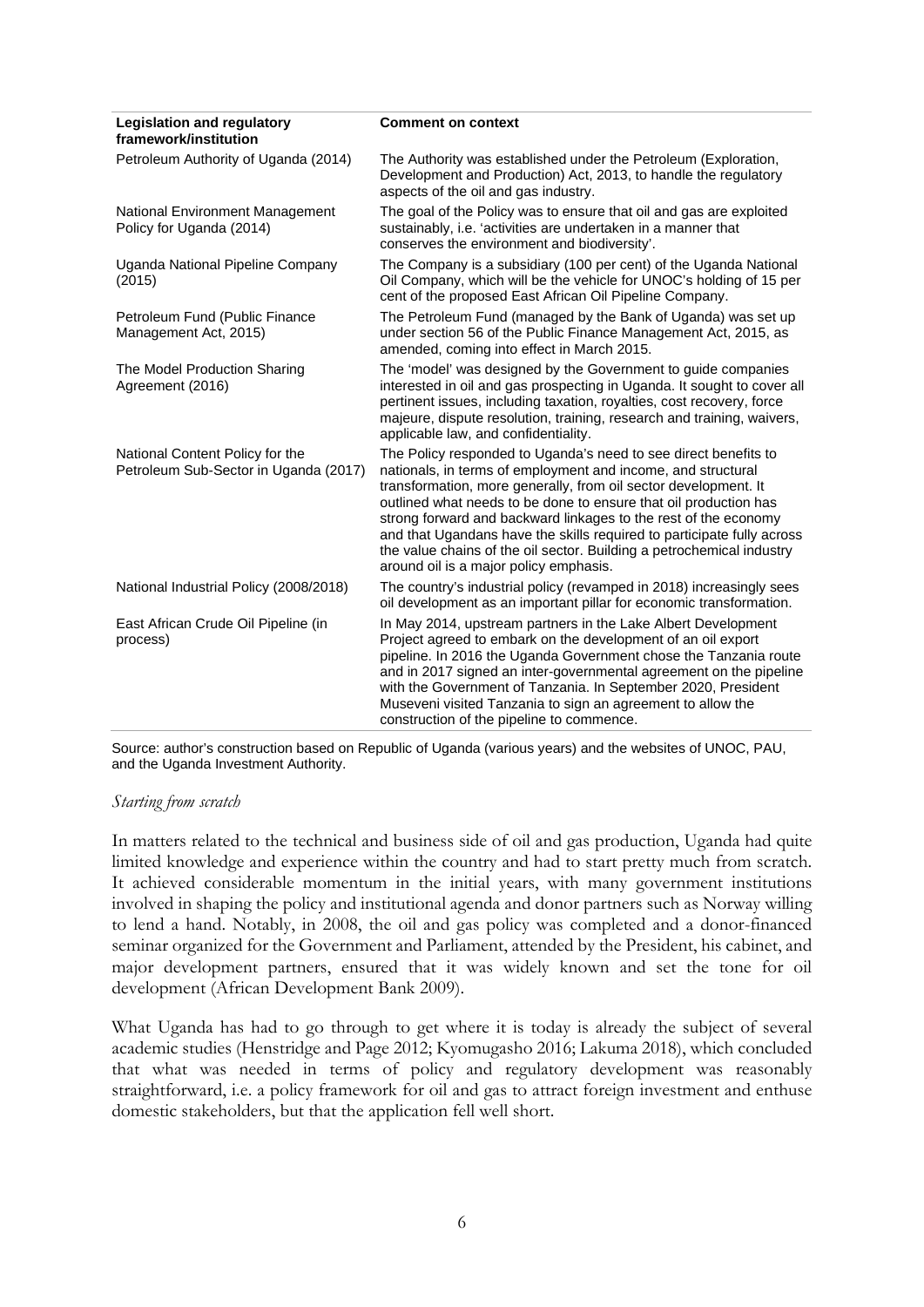| Legislation and regulatory framework/institution | Comment on context |
| --- | --- |
| Petroleum Authority of Uganda (2014) | The Authority was established under the Petroleum (Exploration, Development and Production) Act, 2013, to handle the regulatory aspects of the oil and gas industry. |
| National Environment Management Policy for Uganda (2014) | The goal of the Policy was to ensure that oil and gas are exploited sustainably, i.e. 'activities are undertaken in a manner that conserves the environment and biodiversity'. |
| Uganda National Pipeline Company (2015) | The Company is a subsidiary (100 per cent) of the Uganda National Oil Company, which will be the vehicle for UNOC's holding of 15 per cent of the proposed East African Oil Pipeline Company. |
| Petroleum Fund (Public Finance Management Act, 2015) | The Petroleum Fund (managed by the Bank of Uganda) was set up under section 56 of the Public Finance Management Act, 2015, as amended, coming into effect in March 2015. |
| The Model Production Sharing Agreement (2016) | The 'model' was designed by the Government to guide companies interested in oil and gas prospecting in Uganda. It sought to cover all pertinent issues, including taxation, royalties, cost recovery, force majeure, dispute resolution, training, research and training, waivers, applicable law, and confidentiality. |
| National Content Policy for the Petroleum Sub-Sector in Uganda (2017) | The Policy responded to Uganda's need to see direct benefits to nationals, in terms of employment and income, and structural transformation, more generally, from oil sector development. It outlined what needs to be done to ensure that oil production has strong forward and backward linkages to the rest of the economy and that Ugandans have the skills required to participate fully across the value chains of the oil sector. Building a petrochemical industry around oil is a major policy emphasis. |
| National Industrial Policy (2008/2018) | The country's industrial policy (revamped in 2018) increasingly sees oil development as an important pillar for economic transformation. |
| East African Crude Oil Pipeline (in process) | In May 2014, upstream partners in the Lake Albert Development Project agreed to embark on the development of an oil export pipeline. In 2016 the Uganda Government chose the Tanzania route and in 2017 signed an inter-governmental agreement on the pipeline with the Government of Tanzania. In September 2020, President Museveni visited Tanzania to sign an agreement to allow the construction of the pipeline to commence. |

Source: author's construction based on Republic of Uganda (various years) and the websites of UNOC, PAU, and the Uganda Investment Authority.

*Starting from scratch*

In matters related to the technical and business side of oil and gas production, Uganda had quite limited knowledge and experience within the country and had to start pretty much from scratch. It achieved considerable momentum in the initial years, with many government institutions involved in shaping the policy and institutional agenda and donor partners such as Norway willing to lend a hand. Notably, in 2008, the oil and gas policy was completed and a donor-financed seminar organized for the Government and Parliament, attended by the President, his cabinet, and major development partners, ensured that it was widely known and set the tone for oil development (African Development Bank 2009).

What Uganda has had to go through to get where it is today is already the subject of several academic studies (Henstridge and Page 2012; Kyomugasho 2016; Lakuma 2018), which concluded that what was needed in terms of policy and regulatory development was reasonably straightforward, i.e. a policy framework for oil and gas to attract foreign investment and enthuse domestic stakeholders, but that the application fell well short.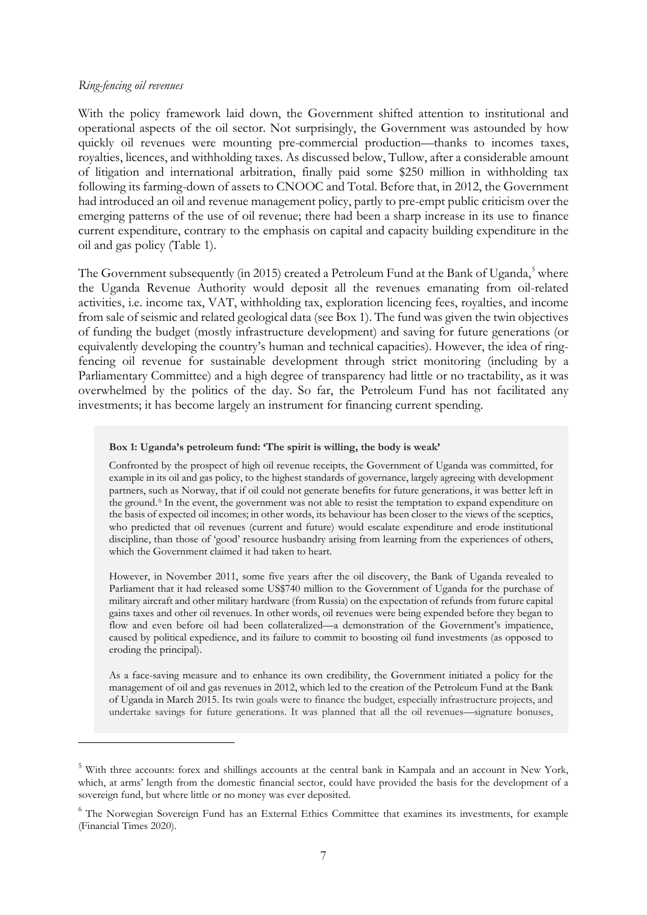*Ring-fencing oil revenues*

With the policy framework laid down, the Government shifted attention to institutional and operational aspects of the oil sector. Not surprisingly, the Government was astounded by how quickly oil revenues were mounting pre-commercial production—thanks to incomes taxes, royalties, licences, and withholding taxes. As discussed below, Tullow, after a considerable amount of litigation and international arbitration, finally paid some $250 million in withholding tax following its farming-down of assets to CNOOC and Total. Before that, in 2012, the Government had introduced an oil and revenue management policy, partly to pre-empt public criticism over the emerging patterns of the use of oil revenue; there had been a sharp increase in its use to finance current expenditure, contrary to the emphasis on capital and capacity building expenditure in the oil and gas policy (Table 1).

The Government subsequently (in 2015) created a Petroleum Fund at the Bank of Uganda,[5] where the Uganda Revenue Authority would deposit all the revenues emanating from oil-related activities, i.e. income tax, VAT, withholding tax, exploration licencing fees, royalties, and income from sale of seismic and related geological data (see Box 1). The fund was given the twin objectives of funding the budget (mostly infrastructure development) and saving for future generations (or equivalently developing the country's human and technical capacities). However, the idea of ring-fencing oil revenue for sustainable development through strict monitoring (including by a Parliamentary Committee) and a high degree of transparency had little or no tractability, as it was overwhelmed by the politics of the day. So far, the Petroleum Fund has not facilitated any investments; it has become largely an instrument for financing current spending.

**Box 1: Uganda's petroleum fund: 'The spirit is willing, the body is weak'**

Confronted by the prospect of high oil revenue receipts, the Government of Uganda was committed, for example in its oil and gas policy, to the highest standards of governance, largely agreeing with development partners, such as Norway, that if oil could not generate benefits for future generations, it was better left in the ground.[6] In the event, the government was not able to resist the temptation to expand expenditure on the basis of expected oil incomes; in other words, its behaviour has been closer to the views of the sceptics, who predicted that oil revenues (current and future) would escalate expenditure and erode institutional discipline, than those of 'good' resource husbandry arising from learning from the experiences of others, which the Government claimed it had taken to heart.

However, in November 2011, some five years after the oil discovery, the Bank of Uganda revealed to Parliament that it had released some US$740 million to the Government of Uganda for the purchase of military aircraft and other military hardware (from Russia) on the expectation of refunds from future capital gains taxes and other oil revenues. In other words, oil revenues were being expended before they began to flow and even before oil had been collateralized—a demonstration of the Government's impatience, caused by political expedience, and its failure to commit to boosting oil fund investments (as opposed to eroding the principal).

As a face-saving measure and to enhance its own credibility, the Government initiated a policy for the management of oil and gas revenues in 2012, which led to the creation of the Petroleum Fund at the Bank of Uganda in March 2015. Its twin goals were to finance the budget, especially infrastructure projects, and undertake savings for future generations. It was planned that all the oil revenues—signature bonuses,

---

[5] With three accounts: forex and shillings accounts at the central bank in Kampala and an account in New York, which, at arms' length from the domestic financial sector, could have provided the basis for the development of a sovereign fund, but where little or no money was ever deposited.

[6] The Norwegian Sovereign Fund has an External Ethics Committee that examines its investments, for example (Financial Times 2020).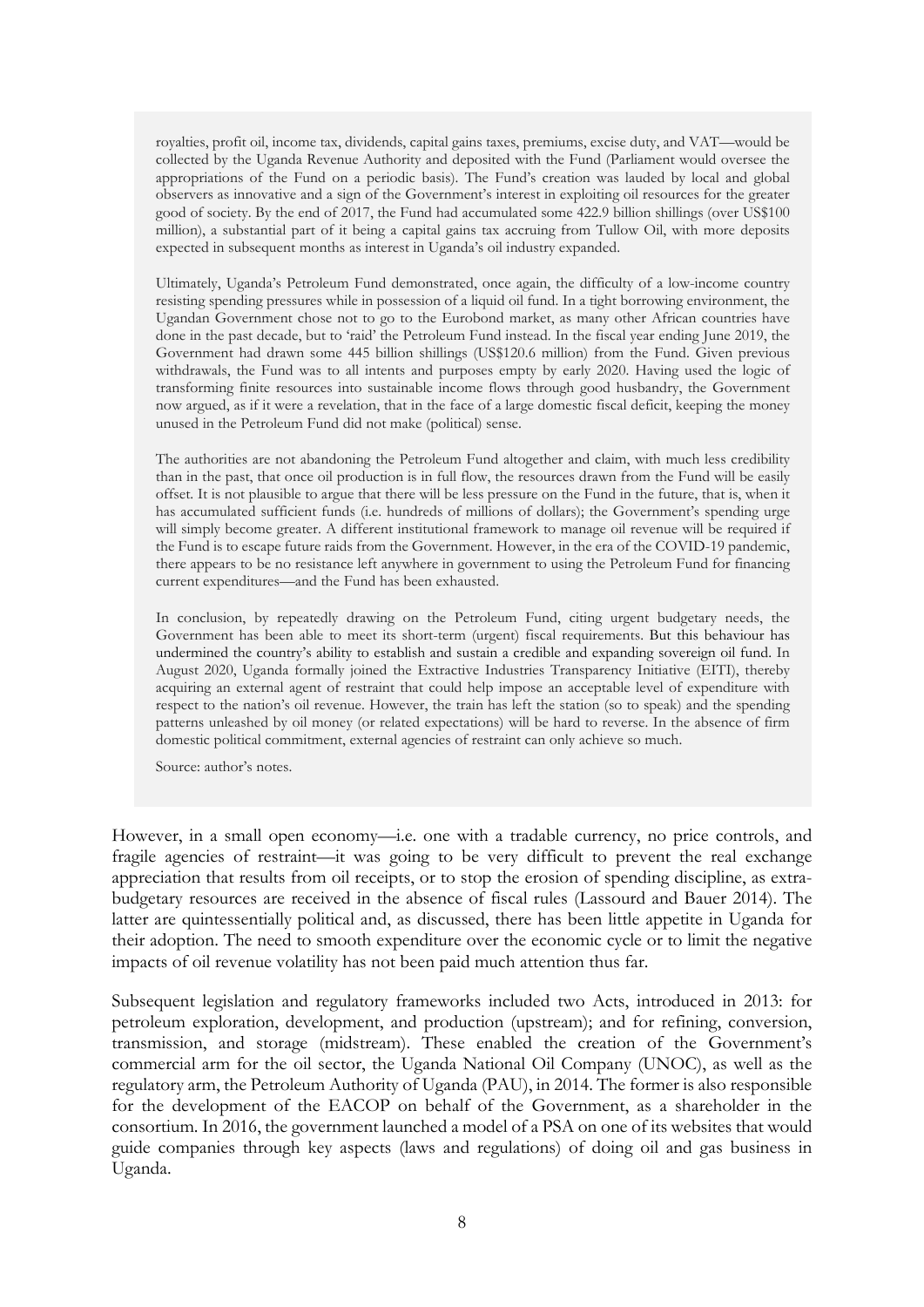> royalties, profit oil, income tax, dividends, capital gains taxes, premiums, excise duty, and VAT—would be collected by the Uganda Revenue Authority and deposited with the Fund (Parliament would oversee the appropriations of the Fund on a periodic basis). The Fund's creation was lauded by local and global observers as innovative and a sign of the Government's interest in exploiting oil resources for the greater good of society. By the end of 2017, the Fund had accumulated some 422.9 billion shillings (over US$100 million), a substantial part of it being a capital gains tax accruing from Tullow Oil, with more deposits expected in subsequent months as interest in Uganda's oil industry expanded.
>
> Ultimately, Uganda's Petroleum Fund demonstrated, once again, the difficulty of a low-income country resisting spending pressures while in possession of a liquid oil fund. In a tight borrowing environment, the Ugandan Government chose not to go to the Eurobond market, as many other African countries have done in the past decade, but to 'raid' the Petroleum Fund instead. In the fiscal year ending June 2019, the Government had drawn some 445 billion shillings (US$120.6 million) from the Fund. Given previous withdrawals, the Fund was to all intents and purposes empty by early 2020. Having used the logic of transforming finite resources into sustainable income flows through good husbandry, the Government now argued, as if it were a revelation, that in the face of a large domestic fiscal deficit, keeping the money unused in the Petroleum Fund did not make (political) sense.
>
> The authorities are not abandoning the Petroleum Fund altogether and claim, with much less credibility than in the past, that once oil production is in full flow, the resources drawn from the Fund will be easily offset. It is not plausible to argue that there will be less pressure on the Fund in the future, that is, when it has accumulated sufficient funds (i.e. hundreds of millions of dollars); the Government's spending urge will simply become greater. A different institutional framework to manage oil revenue will be required if the Fund is to escape future raids from the Government. However, in the era of the COVID-19 pandemic, there appears to be no resistance left anywhere in government to using the Petroleum Fund for financing current expenditures—and the Fund has been exhausted.
>
> In conclusion, by repeatedly drawing on the Petroleum Fund, citing urgent budgetary needs, the Government has been able to meet its short-term (urgent) fiscal requirements. But this behaviour has undermined the country's ability to establish and sustain a credible and expanding sovereign oil fund. In August 2020, Uganda formally joined the Extractive Industries Transparency Initiative (EITI), thereby acquiring an external agent of restraint that could help impose an acceptable level of expenditure with respect to the nation's oil revenue. However, the train has left the station (so to speak) and the spending patterns unleashed by oil money (or related expectations) will be hard to reverse. In the absence of firm domestic political commitment, external agencies of restraint can only achieve so much.
>
> Source: author's notes.

However, in a small open economy—i.e. one with a tradable currency, no price controls, and fragile agencies of restraint—it was going to be very difficult to prevent the real exchange appreciation that results from oil receipts, or to stop the erosion of spending discipline, as extra-budgetary resources are received in the absence of fiscal rules (Lassourd and Bauer 2014). The latter are quintessentially political and, as discussed, there has been little appetite in Uganda for their adoption. The need to smooth expenditure over the economic cycle or to limit the negative impacts of oil revenue volatility has not been paid much attention thus far.

Subsequent legislation and regulatory frameworks included two Acts, introduced in 2013: for petroleum exploration, development, and production (upstream); and for refining, conversion, transmission, and storage (midstream). These enabled the creation of the Government's commercial arm for the oil sector, the Uganda National Oil Company (UNOC), as well as the regulatory arm, the Petroleum Authority of Uganda (PAU), in 2014. The former is also responsible for the development of the EACOP on behalf of the Government, as a shareholder in the consortium. In 2016, the government launched a model of a PSA on one of its websites that would guide companies through key aspects (laws and regulations) of doing oil and gas business in Uganda.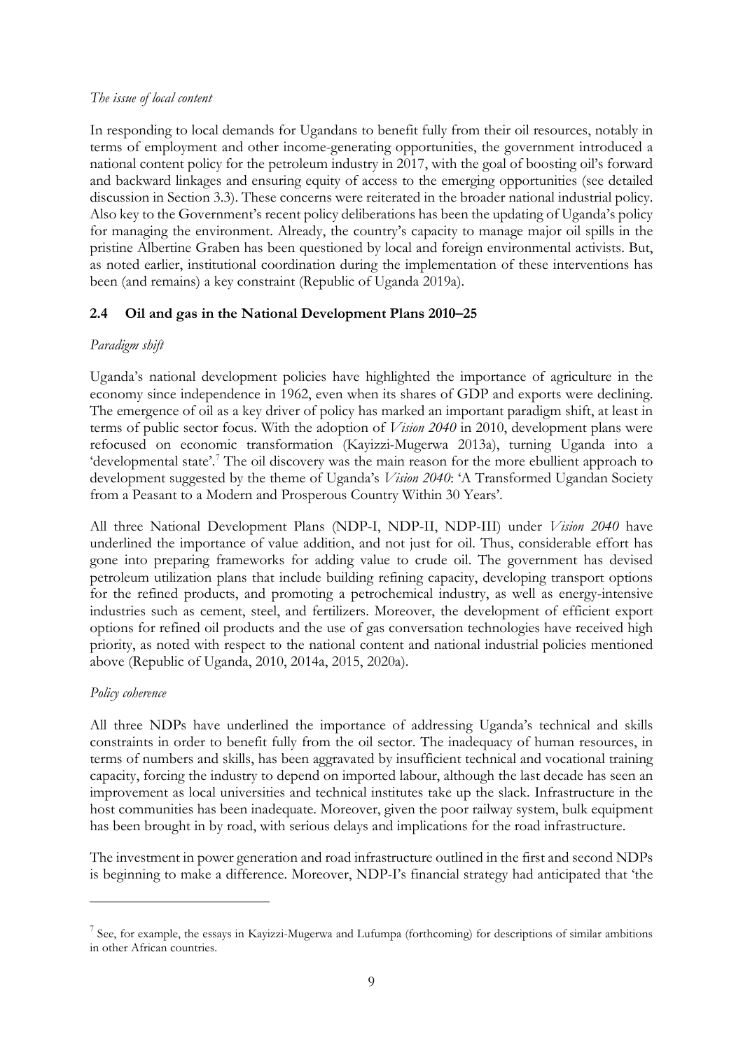*The issue of local content*

In responding to local demands for Ugandans to benefit fully from their oil resources, notably in terms of employment and other income-generating opportunities, the government introduced a national content policy for the petroleum industry in 2017, with the goal of boosting oil's forward and backward linkages and ensuring equity of access to the emerging opportunities (see detailed discussion in Section 3.3). These concerns were reiterated in the broader national industrial policy. Also key to the Government's recent policy deliberations has been the updating of Uganda's policy for managing the environment. Already, the country's capacity to manage major oil spills in the pristine Albertine Graben has been questioned by local and foreign environmental activists. But, as noted earlier, institutional coordination during the implementation of these interventions has been (and remains) a key constraint (Republic of Uganda 2019a).

## 2.4 Oil and gas in the National Development Plans 2010–25

*Paradigm shift*

Uganda's national development policies have highlighted the importance of agriculture in the economy since independence in 1962, even when its shares of GDP and exports were declining. The emergence of oil as a key driver of policy has marked an important paradigm shift, at least in terms of public sector focus. With the adoption of *Vision 2040* in 2010, development plans were refocused on economic transformation (Kayizzi-Mugerwa 2013a), turning Uganda into a 'developmental state'.[7] The oil discovery was the main reason for the more ebullient approach to development suggested by the theme of Uganda's *Vision 2040*: 'A Transformed Ugandan Society from a Peasant to a Modern and Prosperous Country Within 30 Years'.

All three National Development Plans (NDP-I, NDP-II, NDP-III) under *Vision 2040* have underlined the importance of value addition, and not just for oil. Thus, considerable effort has gone into preparing frameworks for adding value to crude oil. The government has devised petroleum utilization plans that include building refining capacity, developing transport options for the refined products, and promoting a petrochemical industry, as well as energy-intensive industries such as cement, steel, and fertilizers. Moreover, the development of efficient export options for refined oil products and the use of gas conversation technologies have received high priority, as noted with respect to the national content and national industrial policies mentioned above (Republic of Uganda, 2010, 2014a, 2015, 2020a).

*Policy coherence*

All three NDPs have underlined the importance of addressing Uganda's technical and skills constraints in order to benefit fully from the oil sector. The inadequacy of human resources, in terms of numbers and skills, has been aggravated by insufficient technical and vocational training capacity, forcing the industry to depend on imported labour, although the last decade has seen an improvement as local universities and technical institutes take up the slack. Infrastructure in the host communities has been inadequate. Moreover, given the poor railway system, bulk equipment has been brought in by road, with serious delays and implications for the road infrastructure.

The investment in power generation and road infrastructure outlined in the first and second NDPs is beginning to make a difference. Moreover, NDP-I's financial strategy had anticipated that 'the

[7] See, for example, the essays in Kayizzi-Mugerwa and Lufumpa (forthcoming) for descriptions of similar ambitions in other African countries.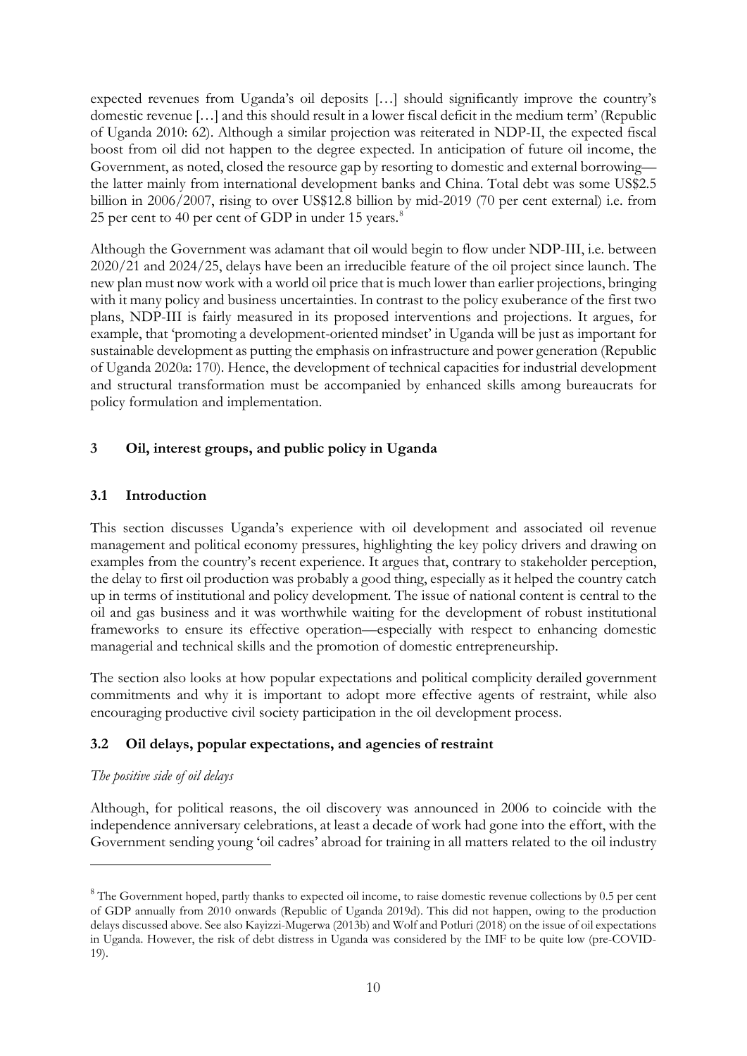expected revenues from Uganda's oil deposits […] should significantly improve the country's domestic revenue […] and this should result in a lower fiscal deficit in the medium term' (Republic of Uganda 2010: 62). Although a similar projection was reiterated in NDP-II, the expected fiscal boost from oil did not happen to the degree expected. In anticipation of future oil income, the Government, as noted, closed the resource gap by resorting to domestic and external borrowing—the latter mainly from international development banks and China. Total debt was some US$2.5 billion in 2006/2007, rising to over US$12.8 billion by mid-2019 (70 per cent external) i.e. from 25 per cent to 40 per cent of GDP in under 15 years.[8]

Although the Government was adamant that oil would begin to flow under NDP-III, i.e. between 2020/21 and 2024/25, delays have been an irreducible feature of the oil project since launch. The new plan must now work with a world oil price that is much lower than earlier projections, bringing with it many policy and business uncertainties. In contrast to the policy exuberance of the first two plans, NDP-III is fairly measured in its proposed interventions and projections. It argues, for example, that 'promoting a development-oriented mindset' in Uganda will be just as important for sustainable development as putting the emphasis on infrastructure and power generation (Republic of Uganda 2020a: 170). Hence, the development of technical capacities for industrial development and structural transformation must be accompanied by enhanced skills among bureaucrats for policy formulation and implementation.

## 3 Oil, interest groups, and public policy in Uganda

### 3.1 Introduction

This section discusses Uganda's experience with oil development and associated oil revenue management and political economy pressures, highlighting the key policy drivers and drawing on examples from the country's recent experience. It argues that, contrary to stakeholder perception, the delay to first oil production was probably a good thing, especially as it helped the country catch up in terms of institutional and policy development. The issue of national content is central to the oil and gas business and it was worthwhile waiting for the development of robust institutional frameworks to ensure its effective operation—especially with respect to enhancing domestic managerial and technical skills and the promotion of domestic entrepreneurship.

The section also looks at how popular expectations and political complicity derailed government commitments and why it is important to adopt more effective agents of restraint, while also encouraging productive civil society participation in the oil development process.

### 3.2 Oil delays, popular expectations, and agencies of restraint

*The positive side of oil delays*

Although, for political reasons, the oil discovery was announced in 2006 to coincide with the independence anniversary celebrations, at least a decade of work had gone into the effort, with the Government sending young 'oil cadres' abroad for training in all matters related to the oil industry

[8] The Government hoped, partly thanks to expected oil income, to raise domestic revenue collections by 0.5 per cent of GDP annually from 2010 onwards (Republic of Uganda 2019d). This did not happen, owing to the production delays discussed above. See also Kayizzi-Mugerwa (2013b) and Wolf and Potluri (2018) on the issue of oil expectations in Uganda. However, the risk of debt distress in Uganda was considered by the IMF to be quite low (pre-COVID-19).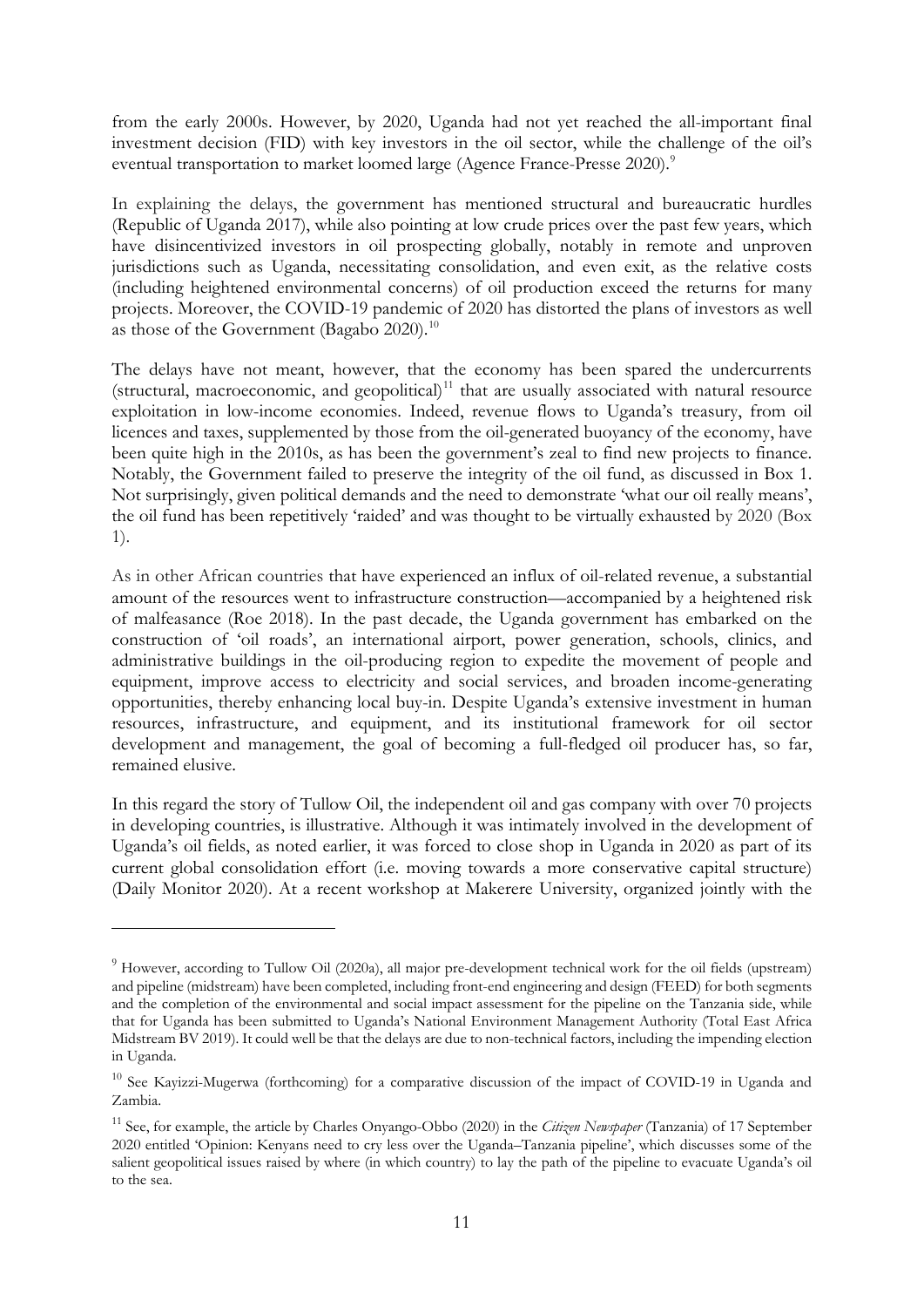from the early 2000s. However, by 2020, Uganda had not yet reached the all-important final investment decision (FID) with key investors in the oil sector, while the challenge of the oil's eventual transportation to market loomed large (Agence France-Presse 2020).[9]

In explaining the delays, the government has mentioned structural and bureaucratic hurdles (Republic of Uganda 2017), while also pointing at low crude prices over the past few years, which have disincentivized investors in oil prospecting globally, notably in remote and unproven jurisdictions such as Uganda, necessitating consolidation, and even exit, as the relative costs (including heightened environmental concerns) of oil production exceed the returns for many projects. Moreover, the COVID-19 pandemic of 2020 has distorted the plans of investors as well as those of the Government (Bagabo 2020).[10]

The delays have not meant, however, that the economy has been spared the undercurrents (structural, macroeconomic, and geopolitical)[11] that are usually associated with natural resource exploitation in low-income economies. Indeed, revenue flows to Uganda's treasury, from oil licences and taxes, supplemented by those from the oil-generated buoyancy of the economy, have been quite high in the 2010s, as has been the government's zeal to find new projects to finance. Notably, the Government failed to preserve the integrity of the oil fund, as discussed in Box 1. Not surprisingly, given political demands and the need to demonstrate 'what our oil really means', the oil fund has been repetitively 'raided' and was thought to be virtually exhausted by 2020 (Box 1).

As in other African countries that have experienced an influx of oil-related revenue, a substantial amount of the resources went to infrastructure construction—accompanied by a heightened risk of malfeasance (Roe 2018). In the past decade, the Uganda government has embarked on the construction of 'oil roads', an international airport, power generation, schools, clinics, and administrative buildings in the oil-producing region to expedite the movement of people and equipment, improve access to electricity and social services, and broaden income-generating opportunities, thereby enhancing local buy-in. Despite Uganda's extensive investment in human resources, infrastructure, and equipment, and its institutional framework for oil sector development and management, the goal of becoming a full-fledged oil producer has, so far, remained elusive.

In this regard the story of Tullow Oil, the independent oil and gas company with over 70 projects in developing countries, is illustrative. Although it was intimately involved in the development of Uganda's oil fields, as noted earlier, it was forced to close shop in Uganda in 2020 as part of its current global consolidation effort (i.e. moving towards a more conservative capital structure) (Daily Monitor 2020). At a recent workshop at Makerere University, organized jointly with the

---

[9] However, according to Tullow Oil (2020a), all major pre-development technical work for the oil fields (upstream) and pipeline (midstream) have been completed, including front-end engineering and design (FEED) for both segments and the completion of the environmental and social impact assessment for the pipeline on the Tanzania side, while that for Uganda has been submitted to Uganda's National Environment Management Authority (Total East Africa Midstream BV 2019). It could well be that the delays are due to non-technical factors, including the impending election in Uganda.

[10] See Kayizzi-Mugerwa (forthcoming) for a comparative discussion of the impact of COVID-19 in Uganda and Zambia.

[11] See, for example, the article by Charles Onyango-Obbo (2020) in the *Citizen Newspaper* (Tanzania) of 17 September 2020 entitled 'Opinion: Kenyans need to cry less over the Uganda–Tanzania pipeline', which discusses some of the salient geopolitical issues raised by where (in which country) to lay the path of the pipeline to evacuate Uganda's oil to the sea.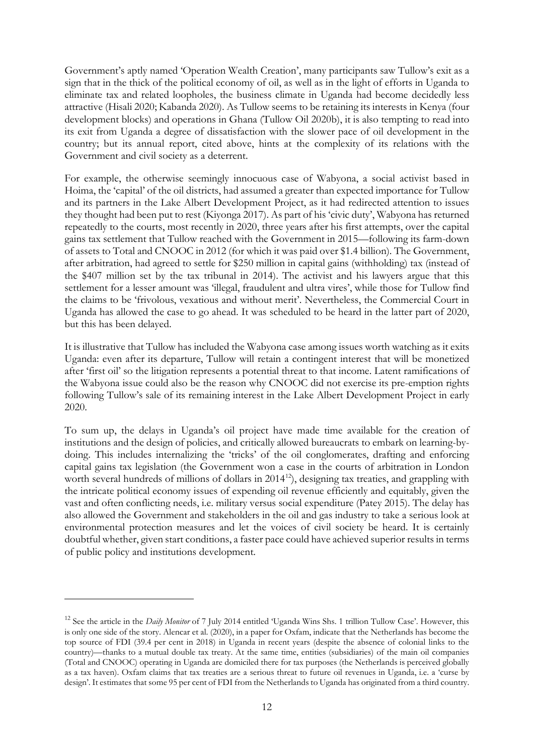Government's aptly named 'Operation Wealth Creation', many participants saw Tullow's exit as a sign that in the thick of the political economy of oil, as well as in the light of efforts in Uganda to eliminate tax and related loopholes, the business climate in Uganda had become decidedly less attractive (Hisali 2020; Kabanda 2020). As Tullow seems to be retaining its interests in Kenya (four development blocks) and operations in Ghana (Tullow Oil 2020b), it is also tempting to read into its exit from Uganda a degree of dissatisfaction with the slower pace of oil development in the country; but its annual report, cited above, hints at the complexity of its relations with the Government and civil society as a deterrent.

For example, the otherwise seemingly innocuous case of Wabyona, a social activist based in Hoima, the 'capital' of the oil districts, had assumed a greater than expected importance for Tullow and its partners in the Lake Albert Development Project, as it had redirected attention to issues they thought had been put to rest (Kiyonga 2017). As part of his 'civic duty', Wabyona has returned repeatedly to the courts, most recently in 2020, three years after his first attempts, over the capital gains tax settlement that Tullow reached with the Government in 2015—following its farm-down of assets to Total and CNOOC in 2012 (for which it was paid over \$1.4 billion). The Government, after arbitration, had agreed to settle for \$250 million in capital gains (withholding) tax (instead of the \$407 million set by the tax tribunal in 2014). The activist and his lawyers argue that this settlement for a lesser amount was 'illegal, fraudulent and ultra vires', while those for Tullow find the claims to be 'frivolous, vexatious and without merit'. Nevertheless, the Commercial Court in Uganda has allowed the case to go ahead. It was scheduled to be heard in the latter part of 2020, but this has been delayed.

It is illustrative that Tullow has included the Wabyona case among issues worth watching as it exits Uganda: even after its departure, Tullow will retain a contingent interest that will be monetized after 'first oil' so the litigation represents a potential threat to that income. Latent ramifications of the Wabyona issue could also be the reason why CNOOC did not exercise its pre-emption rights following Tullow's sale of its remaining interest in the Lake Albert Development Project in early 2020.

To sum up, the delays in Uganda's oil project have made time available for the creation of institutions and the design of policies, and critically allowed bureaucrats to embark on learning-by-doing. This includes internalizing the 'tricks' of the oil conglomerates, drafting and enforcing capital gains tax legislation (the Government won a case in the courts of arbitration in London worth several hundreds of millions of dollars in 2014[12]), designing tax treaties, and grappling with the intricate political economy issues of expending oil revenue efficiently and equitably, given the vast and often conflicting needs, i.e. military versus social expenditure (Patey 2015). The delay has also allowed the Government and stakeholders in the oil and gas industry to take a serious look at environmental protection measures and let the voices of civil society be heard. It is certainly doubtful whether, given start conditions, a faster pace could have achieved superior results in terms of public policy and institutions development.

---

[12] See the article in the *Daily Monitor* of 7 July 2014 entitled 'Uganda Wins Shs. 1 trillion Tullow Case'. However, this is only one side of the story. Alencar et al. (2020), in a paper for Oxfam, indicate that the Netherlands has become the top source of FDI (39.4 per cent in 2018) in Uganda in recent years (despite the absence of colonial links to the country)—thanks to a mutual double tax treaty. At the same time, entities (subsidiaries) of the main oil companies (Total and CNOOC) operating in Uganda are domiciled there for tax purposes (the Netherlands is perceived globally as a tax haven). Oxfam claims that tax treaties are a serious threat to future oil revenues in Uganda, i.e. a 'curse by design'. It estimates that some 95 per cent of FDI from the Netherlands to Uganda has originated from a third country.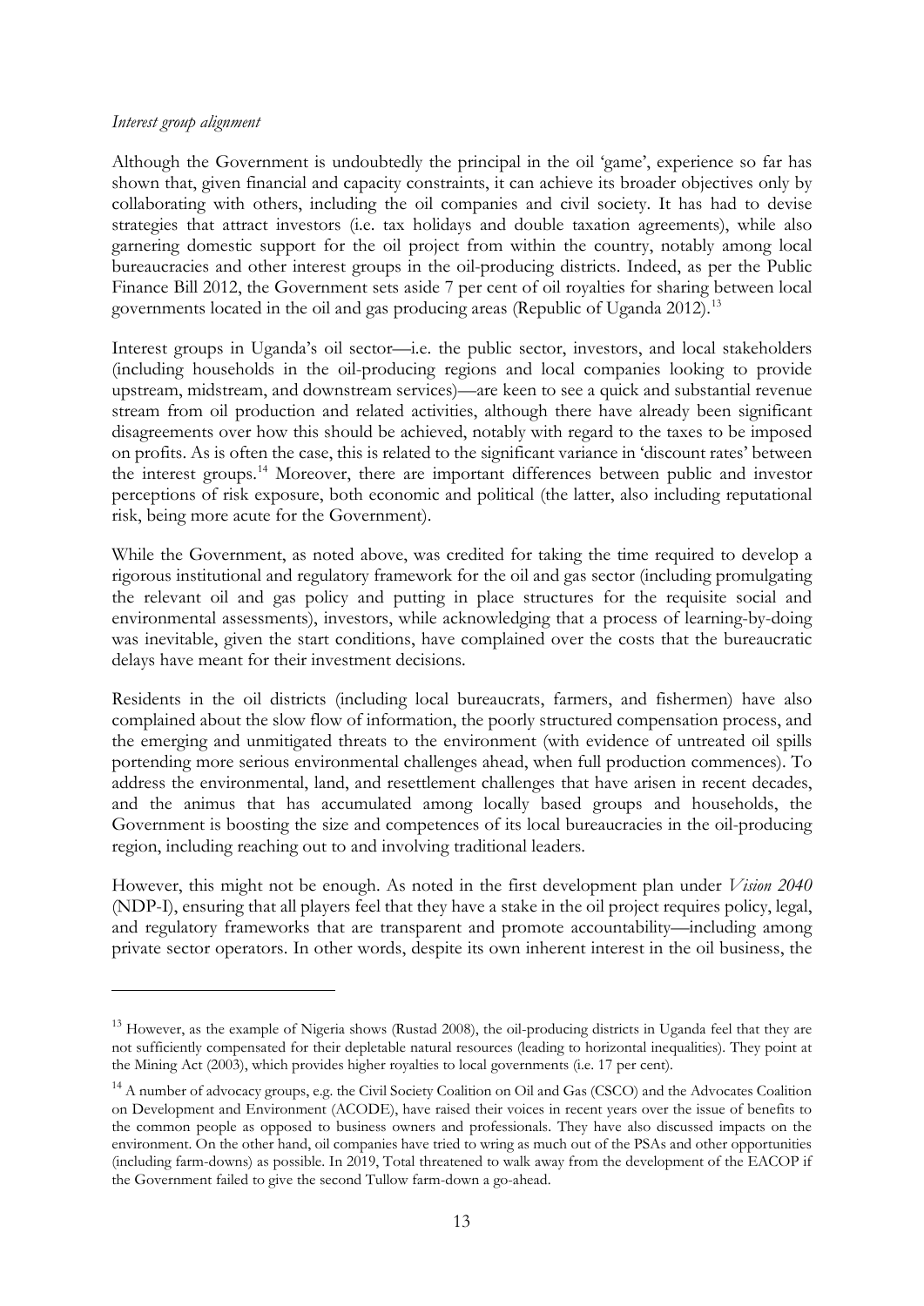*Interest group alignment*

Although the Government is undoubtedly the principal in the oil 'game', experience so far has shown that, given financial and capacity constraints, it can achieve its broader objectives only by collaborating with others, including the oil companies and civil society. It has had to devise strategies that attract investors (i.e. tax holidays and double taxation agreements), while also garnering domestic support for the oil project from within the country, notably among local bureaucracies and other interest groups in the oil-producing districts. Indeed, as per the Public Finance Bill 2012, the Government sets aside 7 per cent of oil royalties for sharing between local governments located in the oil and gas producing areas (Republic of Uganda 2012).[13]

Interest groups in Uganda's oil sector—i.e. the public sector, investors, and local stakeholders (including households in the oil-producing regions and local companies looking to provide upstream, midstream, and downstream services)—are keen to see a quick and substantial revenue stream from oil production and related activities, although there have already been significant disagreements over how this should be achieved, notably with regard to the taxes to be imposed on profits. As is often the case, this is related to the significant variance in 'discount rates' between the interest groups.[14] Moreover, there are important differences between public and investor perceptions of risk exposure, both economic and political (the latter, also including reputational risk, being more acute for the Government).

While the Government, as noted above, was credited for taking the time required to develop a rigorous institutional and regulatory framework for the oil and gas sector (including promulgating the relevant oil and gas policy and putting in place structures for the requisite social and environmental assessments), investors, while acknowledging that a process of learning-by-doing was inevitable, given the start conditions, have complained over the costs that the bureaucratic delays have meant for their investment decisions.

Residents in the oil districts (including local bureaucrats, farmers, and fishermen) have also complained about the slow flow of information, the poorly structured compensation process, and the emerging and unmitigated threats to the environment (with evidence of untreated oil spills portending more serious environmental challenges ahead, when full production commences). To address the environmental, land, and resettlement challenges that have arisen in recent decades, and the animus that has accumulated among locally based groups and households, the Government is boosting the size and competences of its local bureaucracies in the oil-producing region, including reaching out to and involving traditional leaders.

However, this might not be enough. As noted in the first development plan under *Vision 2040* (NDP-I), ensuring that all players feel that they have a stake in the oil project requires policy, legal, and regulatory frameworks that are transparent and promote accountability—including among private sector operators. In other words, despite its own inherent interest in the oil business, the

---

[13] However, as the example of Nigeria shows (Rustad 2008), the oil-producing districts in Uganda feel that they are not sufficiently compensated for their depletable natural resources (leading to horizontal inequalities). They point at the Mining Act (2003), which provides higher royalties to local governments (i.e. 17 per cent).

[14] A number of advocacy groups, e.g. the Civil Society Coalition on Oil and Gas (CSCO) and the Advocates Coalition on Development and Environment (ACODE), have raised their voices in recent years over the issue of benefits to the common people as opposed to business owners and professionals. They have also discussed impacts on the environment. On the other hand, oil companies have tried to wring as much out of the PSAs and other opportunities (including farm-downs) as possible. In 2019, Total threatened to walk away from the development of the EACOP if the Government failed to give the second Tullow farm-down a go-ahead.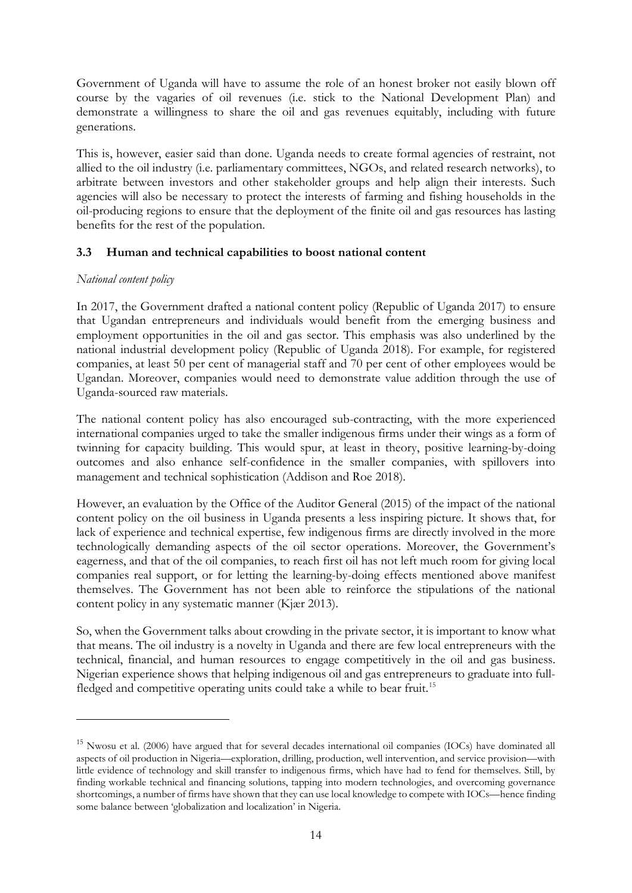Government of Uganda will have to assume the role of an honest broker not easily blown off course by the vagaries of oil revenues (i.e. stick to the National Development Plan) and demonstrate a willingness to share the oil and gas revenues equitably, including with future generations.

This is, however, easier said than done. Uganda needs to create formal agencies of restraint, not allied to the oil industry (i.e. parliamentary committees, NGOs, and related research networks), to arbitrate between investors and other stakeholder groups and help align their interests. Such agencies will also be necessary to protect the interests of farming and fishing households in the oil-producing regions to ensure that the deployment of the finite oil and gas resources has lasting benefits for the rest of the population.

### 3.3 Human and technical capabilities to boost national content

*National content policy*

In 2017, the Government drafted a national content policy (Republic of Uganda 2017) to ensure that Ugandan entrepreneurs and individuals would benefit from the emerging business and employment opportunities in the oil and gas sector. This emphasis was also underlined by the national industrial development policy (Republic of Uganda 2018). For example, for registered companies, at least 50 per cent of managerial staff and 70 per cent of other employees would be Ugandan. Moreover, companies would need to demonstrate value addition through the use of Uganda-sourced raw materials.

The national content policy has also encouraged sub-contracting, with the more experienced international companies urged to take the smaller indigenous firms under their wings as a form of twinning for capacity building. This would spur, at least in theory, positive learning-by-doing outcomes and also enhance self-confidence in the smaller companies, with spillovers into management and technical sophistication (Addison and Roe 2018).

However, an evaluation by the Office of the Auditor General (2015) of the impact of the national content policy on the oil business in Uganda presents a less inspiring picture. It shows that, for lack of experience and technical expertise, few indigenous firms are directly involved in the more technologically demanding aspects of the oil sector operations. Moreover, the Government's eagerness, and that of the oil companies, to reach first oil has not left much room for giving local companies real support, or for letting the learning-by-doing effects mentioned above manifest themselves. The Government has not been able to reinforce the stipulations of the national content policy in any systematic manner (Kjær 2013).

So, when the Government talks about crowding in the private sector, it is important to know what that means. The oil industry is a novelty in Uganda and there are few local entrepreneurs with the technical, financial, and human resources to engage competitively in the oil and gas business. Nigerian experience shows that helping indigenous oil and gas entrepreneurs to graduate into full-fledged and competitive operating units could take a while to bear fruit.[15]

---

[15] Nwosu et al. (2006) have argued that for several decades international oil companies (IOCs) have dominated all aspects of oil production in Nigeria—exploration, drilling, production, well intervention, and service provision—with little evidence of technology and skill transfer to indigenous firms, which have had to fend for themselves. Still, by finding workable technical and financing solutions, tapping into modern technologies, and overcoming governance shortcomings, a number of firms have shown that they can use local knowledge to compete with IOCs—hence finding some balance between 'globalization and localization' in Nigeria.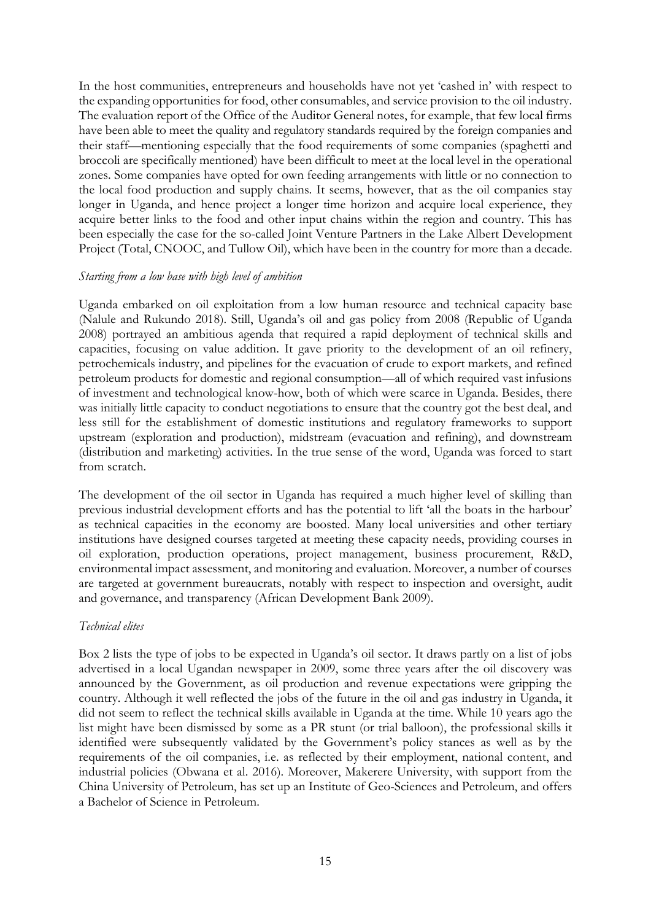In the host communities, entrepreneurs and households have not yet 'cashed in' with respect to the expanding opportunities for food, other consumables, and service provision to the oil industry. The evaluation report of the Office of the Auditor General notes, for example, that few local firms have been able to meet the quality and regulatory standards required by the foreign companies and their staff—mentioning especially that the food requirements of some companies (spaghetti and broccoli are specifically mentioned) have been difficult to meet at the local level in the operational zones. Some companies have opted for own feeding arrangements with little or no connection to the local food production and supply chains. It seems, however, that as the oil companies stay longer in Uganda, and hence project a longer time horizon and acquire local experience, they acquire better links to the food and other input chains within the region and country. This has been especially the case for the so-called Joint Venture Partners in the Lake Albert Development Project (Total, CNOOC, and Tullow Oil), which have been in the country for more than a decade.

*Starting from a low base with high level of ambition*

Uganda embarked on oil exploitation from a low human resource and technical capacity base (Nalule and Rukundo 2018). Still, Uganda's oil and gas policy from 2008 (Republic of Uganda 2008) portrayed an ambitious agenda that required a rapid deployment of technical skills and capacities, focusing on value addition. It gave priority to the development of an oil refinery, petrochemicals industry, and pipelines for the evacuation of crude to export markets, and refined petroleum products for domestic and regional consumption—all of which required vast infusions of investment and technological know-how, both of which were scarce in Uganda. Besides, there was initially little capacity to conduct negotiations to ensure that the country got the best deal, and less still for the establishment of domestic institutions and regulatory frameworks to support upstream (exploration and production), midstream (evacuation and refining), and downstream (distribution and marketing) activities. In the true sense of the word, Uganda was forced to start from scratch.

The development of the oil sector in Uganda has required a much higher level of skilling than previous industrial development efforts and has the potential to lift 'all the boats in the harbour' as technical capacities in the economy are boosted. Many local universities and other tertiary institutions have designed courses targeted at meeting these capacity needs, providing courses in oil exploration, production operations, project management, business procurement, R&D, environmental impact assessment, and monitoring and evaluation. Moreover, a number of courses are targeted at government bureaucrats, notably with respect to inspection and oversight, audit and governance, and transparency (African Development Bank 2009).

*Technical elites*

Box 2 lists the type of jobs to be expected in Uganda's oil sector. It draws partly on a list of jobs advertised in a local Ugandan newspaper in 2009, some three years after the oil discovery was announced by the Government, as oil production and revenue expectations were gripping the country. Although it well reflected the jobs of the future in the oil and gas industry in Uganda, it did not seem to reflect the technical skills available in Uganda at the time. While 10 years ago the list might have been dismissed by some as a PR stunt (or trial balloon), the professional skills it identified were subsequently validated by the Government's policy stances as well as by the requirements of the oil companies, i.e. as reflected by their employment, national content, and industrial policies (Obwana et al. 2016). Moreover, Makerere University, with support from the China University of Petroleum, has set up an Institute of Geo-Sciences and Petroleum, and offers a Bachelor of Science in Petroleum.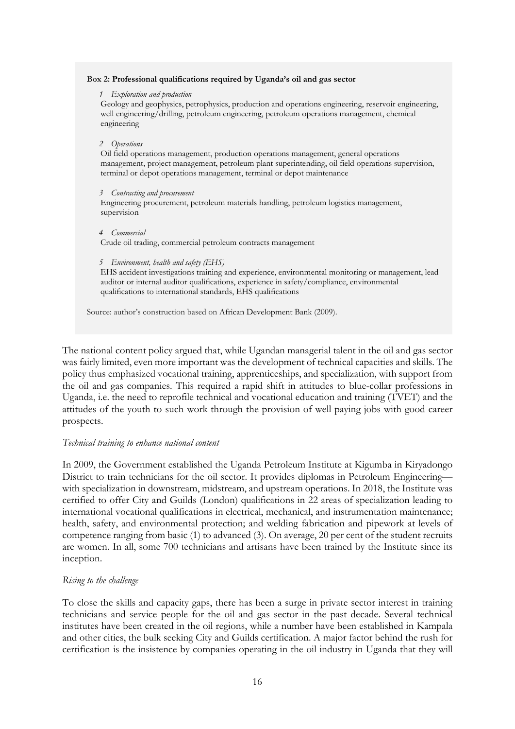**Box 2: Professional qualifications required by Uganda's oil and gas sector**

1. *Exploration and production*
   Geology and geophysics, petrophysics, production and operations engineering, reservoir engineering, well engineering/drilling, petroleum engineering, petroleum operations management, chemical engineering

2. *Operations*
   Oil field operations management, production operations management, general operations management, project management, petroleum plant superintending, oil field operations supervision, terminal or depot operations management, terminal or depot maintenance

3. *Contracting and procurement*
   Engineering procurement, petroleum materials handling, petroleum logistics management, supervision

4. *Commercial*
   Crude oil trading, commercial petroleum contracts management

5. *Environment, health and safety (EHS)*
   EHS accident investigations training and experience, environmental monitoring or management, lead auditor or internal auditor qualifications, experience in safety/compliance, environmental qualifications to international standards, EHS qualifications

Source: author's construction based on African Development Bank (2009).

The national content policy argued that, while Ugandan managerial talent in the oil and gas sector was fairly limited, even more important was the development of technical capacities and skills. The policy thus emphasized vocational training, apprenticeships, and specialization, with support from the oil and gas companies. This required a rapid shift in attitudes to blue-collar professions in Uganda, i.e. the need to reprofile technical and vocational education and training (TVET) and the attitudes of the youth to such work through the provision of well paying jobs with good career prospects.

*Technical training to enhance national content*

In 2009, the Government established the Uganda Petroleum Institute at Kigumba in Kiryadongo District to train technicians for the oil sector. It provides diplomas in Petroleum Engineering—with specialization in downstream, midstream, and upstream operations. In 2018, the Institute was certified to offer City and Guilds (London) qualifications in 22 areas of specialization leading to international vocational qualifications in electrical, mechanical, and instrumentation maintenance; health, safety, and environmental protection; and welding fabrication and pipework at levels of competence ranging from basic (1) to advanced (3). On average, 20 per cent of the student recruits are women. In all, some 700 technicians and artisans have been trained by the Institute since its inception.

*Rising to the challenge*

To close the skills and capacity gaps, there has been a surge in private sector interest in training technicians and service people for the oil and gas sector in the past decade. Several technical institutes have been created in the oil regions, while a number have been established in Kampala and other cities, the bulk seeking City and Guilds certification. A major factor behind the rush for certification is the insistence by companies operating in the oil industry in Uganda that they will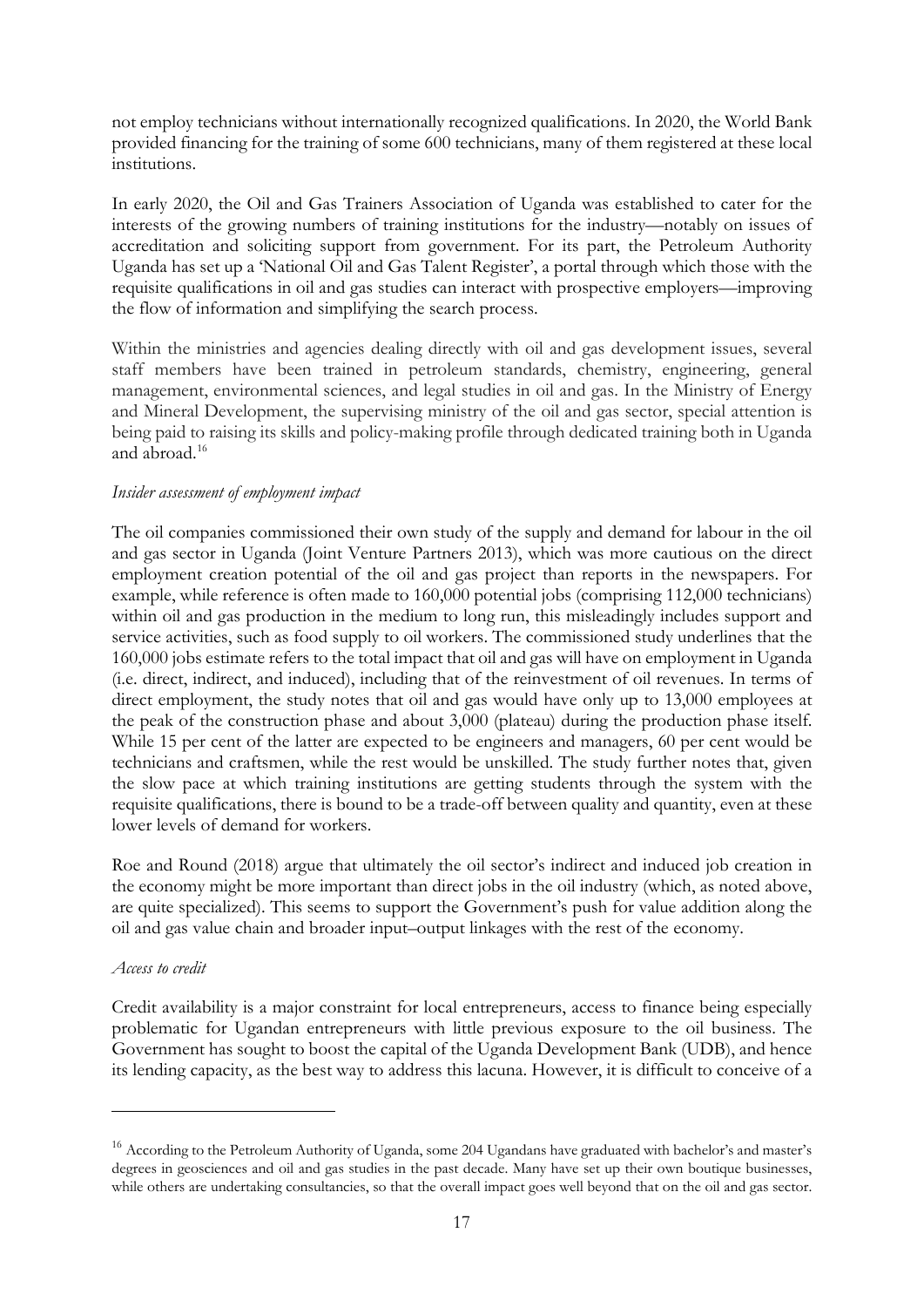not employ technicians without internationally recognized qualifications. In 2020, the World Bank provided financing for the training of some 600 technicians, many of them registered at these local institutions.

In early 2020, the Oil and Gas Trainers Association of Uganda was established to cater for the interests of the growing numbers of training institutions for the industry—notably on issues of accreditation and soliciting support from government. For its part, the Petroleum Authority Uganda has set up a 'National Oil and Gas Talent Register', a portal through which those with the requisite qualifications in oil and gas studies can interact with prospective employers—improving the flow of information and simplifying the search process.

Within the ministries and agencies dealing directly with oil and gas development issues, several staff members have been trained in petroleum standards, chemistry, engineering, general management, environmental sciences, and legal studies in oil and gas. In the Ministry of Energy and Mineral Development, the supervising ministry of the oil and gas sector, special attention is being paid to raising its skills and policy-making profile through dedicated training both in Uganda and abroad.[16]

*Insider assessment of employment impact*

The oil companies commissioned their own study of the supply and demand for labour in the oil and gas sector in Uganda (Joint Venture Partners 2013), which was more cautious on the direct employment creation potential of the oil and gas project than reports in the newspapers. For example, while reference is often made to 160,000 potential jobs (comprising 112,000 technicians) within oil and gas production in the medium to long run, this misleadingly includes support and service activities, such as food supply to oil workers. The commissioned study underlines that the 160,000 jobs estimate refers to the total impact that oil and gas will have on employment in Uganda (i.e. direct, indirect, and induced), including that of the reinvestment of oil revenues. In terms of direct employment, the study notes that oil and gas would have only up to 13,000 employees at the peak of the construction phase and about 3,000 (plateau) during the production phase itself. While 15 per cent of the latter are expected to be engineers and managers, 60 per cent would be technicians and craftsmen, while the rest would be unskilled. The study further notes that, given the slow pace at which training institutions are getting students through the system with the requisite qualifications, there is bound to be a trade-off between quality and quantity, even at these lower levels of demand for workers.

Roe and Round (2018) argue that ultimately the oil sector's indirect and induced job creation in the economy might be more important than direct jobs in the oil industry (which, as noted above, are quite specialized). This seems to support the Government's push for value addition along the oil and gas value chain and broader input–output linkages with the rest of the economy.

*Access to credit*

Credit availability is a major constraint for local entrepreneurs, access to finance being especially problematic for Ugandan entrepreneurs with little previous exposure to the oil business. The Government has sought to boost the capital of the Uganda Development Bank (UDB), and hence its lending capacity, as the best way to address this lacuna. However, it is difficult to conceive of a

[16] According to the Petroleum Authority of Uganda, some 204 Ugandans have graduated with bachelor's and master's degrees in geosciences and oil and gas studies in the past decade. Many have set up their own boutique businesses, while others are undertaking consultancies, so that the overall impact goes well beyond that on the oil and gas sector.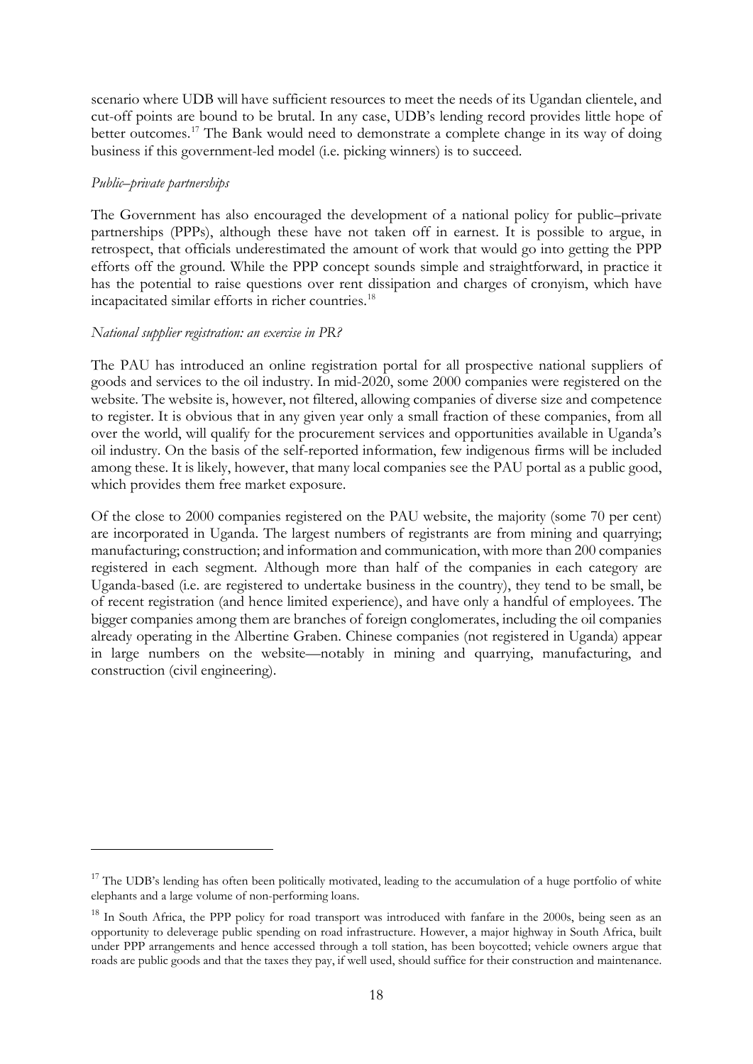scenario where UDB will have sufficient resources to meet the needs of its Ugandan clientele, and cut-off points are bound to be brutal. In any case, UDB's lending record provides little hope of better outcomes.[17] The Bank would need to demonstrate a complete change in its way of doing business if this government-led model (i.e. picking winners) is to succeed.

*Public–private partnerships*

The Government has also encouraged the development of a national policy for public–private partnerships (PPPs), although these have not taken off in earnest. It is possible to argue, in retrospect, that officials underestimated the amount of work that would go into getting the PPP efforts off the ground. While the PPP concept sounds simple and straightforward, in practice it has the potential to raise questions over rent dissipation and charges of cronyism, which have incapacitated similar efforts in richer countries.[18]

*National supplier registration: an exercise in PR?*

The PAU has introduced an online registration portal for all prospective national suppliers of goods and services to the oil industry. In mid-2020, some 2000 companies were registered on the website. The website is, however, not filtered, allowing companies of diverse size and competence to register. It is obvious that in any given year only a small fraction of these companies, from all over the world, will qualify for the procurement services and opportunities available in Uganda's oil industry. On the basis of the self-reported information, few indigenous firms will be included among these. It is likely, however, that many local companies see the PAU portal as a public good, which provides them free market exposure.

Of the close to 2000 companies registered on the PAU website, the majority (some 70 per cent) are incorporated in Uganda. The largest numbers of registrants are from mining and quarrying; manufacturing; construction; and information and communication, with more than 200 companies registered in each segment. Although more than half of the companies in each category are Uganda-based (i.e. are registered to undertake business in the country), they tend to be small, be of recent registration (and hence limited experience), and have only a handful of employees. The bigger companies among them are branches of foreign conglomerates, including the oil companies already operating in the Albertine Graben. Chinese companies (not registered in Uganda) appear in large numbers on the website—notably in mining and quarrying, manufacturing, and construction (civil engineering).

---

[17] The UDB's lending has often been politically motivated, leading to the accumulation of a huge portfolio of white elephants and a large volume of non-performing loans.

[18] In South Africa, the PPP policy for road transport was introduced with fanfare in the 2000s, being seen as an opportunity to deleverage public spending on road infrastructure. However, a major highway in South Africa, built under PPP arrangements and hence accessed through a toll station, has been boycotted; vehicle owners argue that roads are public goods and that the taxes they pay, if well used, should suffice for their construction and maintenance.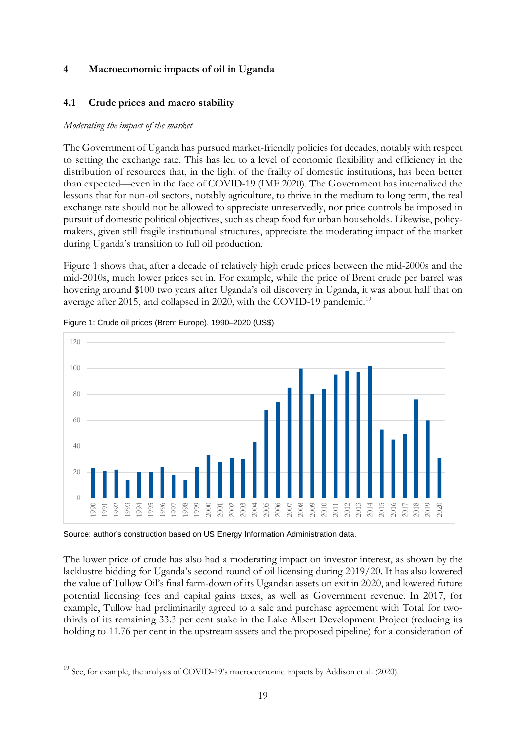## 4 Macroeconomic impacts of oil in Uganda

### 4.1 Crude prices and macro stability

*Moderating the impact of the market*

The Government of Uganda has pursued market-friendly policies for decades, notably with respect to setting the exchange rate. This has led to a level of economic flexibility and efficiency in the distribution of resources that, in the light of the frailty of domestic institutions, has been better than expected—even in the face of COVID-19 (IMF 2020). The Government has internalized the lessons that for non-oil sectors, notably agriculture, to thrive in the medium to long term, the real exchange rate should not be allowed to appreciate unreservedly, nor price controls be imposed in pursuit of domestic political objectives, such as cheap food for urban households. Likewise, policy-makers, given still fragile institutional structures, appreciate the moderating impact of the market during Uganda's transition to full oil production.

Figure 1 shows that, after a decade of relatively high crude prices between the mid-2000s and the mid-2010s, much lower prices set in. For example, while the price of Brent crude per barrel was hovering around \$100 two years after Uganda's oil discovery in Uganda, it was about half that on average after 2015, and collapsed in 2020, with the COVID-19 pandemic.[19]

Figure 1: Crude oil prices (Brent Europe), 1990–2020 (US$)

Source: author's construction based on US Energy Information Administration data.

The lower price of crude has also had a moderating impact on investor interest, as shown by the lacklustre bidding for Uganda's second round of oil licensing during 2019/20. It has also lowered the value of Tullow Oil's final farm-down of its Ugandan assets on exit in 2020, and lowered future potential licensing fees and capital gains taxes, as well as Government revenue. In 2017, for example, Tullow had preliminarily agreed to a sale and purchase agreement with Total for two-thirds of its remaining 33.3 per cent stake in the Lake Albert Development Project (reducing its holding to 11.76 per cent in the upstream assets and the proposed pipeline) for a consideration of

[19] See, for example, the analysis of COVID-19's macroeconomic impacts by Addison et al. (2020).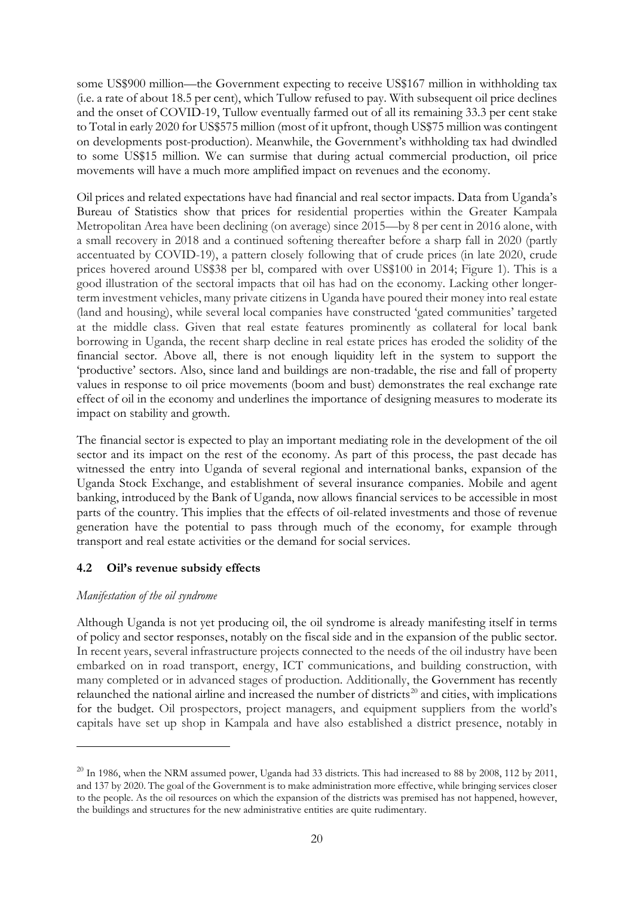some US$900 million—the Government expecting to receive US$167 million in withholding tax (i.e. a rate of about 18.5 per cent), which Tullow refused to pay. With subsequent oil price declines and the onset of COVID-19, Tullow eventually farmed out of all its remaining 33.3 per cent stake to Total in early 2020 for US$575 million (most of it upfront, though US$75 million was contingent on developments post-production). Meanwhile, the Government's withholding tax had dwindled to some US$15 million. We can surmise that during actual commercial production, oil price movements will have a much more amplified impact on revenues and the economy.

Oil prices and related expectations have had financial and real sector impacts. Data from Uganda's Bureau of Statistics show that prices for residential properties within the Greater Kampala Metropolitan Area have been declining (on average) since 2015—by 8 per cent in 2016 alone, with a small recovery in 2018 and a continued softening thereafter before a sharp fall in 2020 (partly accentuated by COVID-19), a pattern closely following that of crude prices (in late 2020, crude prices hovered around US$38 per bl, compared with over US$100 in 2014; Figure 1). This is a good illustration of the sectoral impacts that oil has had on the economy. Lacking other longer-term investment vehicles, many private citizens in Uganda have poured their money into real estate (land and housing), while several local companies have constructed 'gated communities' targeted at the middle class. Given that real estate features prominently as collateral for local bank borrowing in Uganda, the recent sharp decline in real estate prices has eroded the solidity of the financial sector. Above all, there is not enough liquidity left in the system to support the 'productive' sectors. Also, since land and buildings are non-tradable, the rise and fall of property values in response to oil price movements (boom and bust) demonstrates the real exchange rate effect of oil in the economy and underlines the importance of designing measures to moderate its impact on stability and growth.

The financial sector is expected to play an important mediating role in the development of the oil sector and its impact on the rest of the economy. As part of this process, the past decade has witnessed the entry into Uganda of several regional and international banks, expansion of the Uganda Stock Exchange, and establishment of several insurance companies. Mobile and agent banking, introduced by the Bank of Uganda, now allows financial services to be accessible in most parts of the country. This implies that the effects of oil-related investments and those of revenue generation have the potential to pass through much of the economy, for example through transport and real estate activities or the demand for social services.

### 4.2 Oil's revenue subsidy effects

*Manifestation of the oil syndrome*

Although Uganda is not yet producing oil, the oil syndrome is already manifesting itself in terms of policy and sector responses, notably on the fiscal side and in the expansion of the public sector. In recent years, several infrastructure projects connected to the needs of the oil industry have been embarked on in road transport, energy, ICT communications, and building construction, with many completed or in advanced stages of production. Additionally, the Government has recently relaunched the national airline and increased the number of districts[20] and cities, with implications for the budget. Oil prospectors, project managers, and equipment suppliers from the world's capitals have set up shop in Kampala and have also established a district presence, notably in

---

[20] In 1986, when the NRM assumed power, Uganda had 33 districts. This had increased to 88 by 2008, 112 by 2011, and 137 by 2020. The goal of the Government is to make administration more effective, while bringing services closer to the people. As the oil resources on which the expansion of the districts was premised has not happened, however, the buildings and structures for the new administrative entities are quite rudimentary.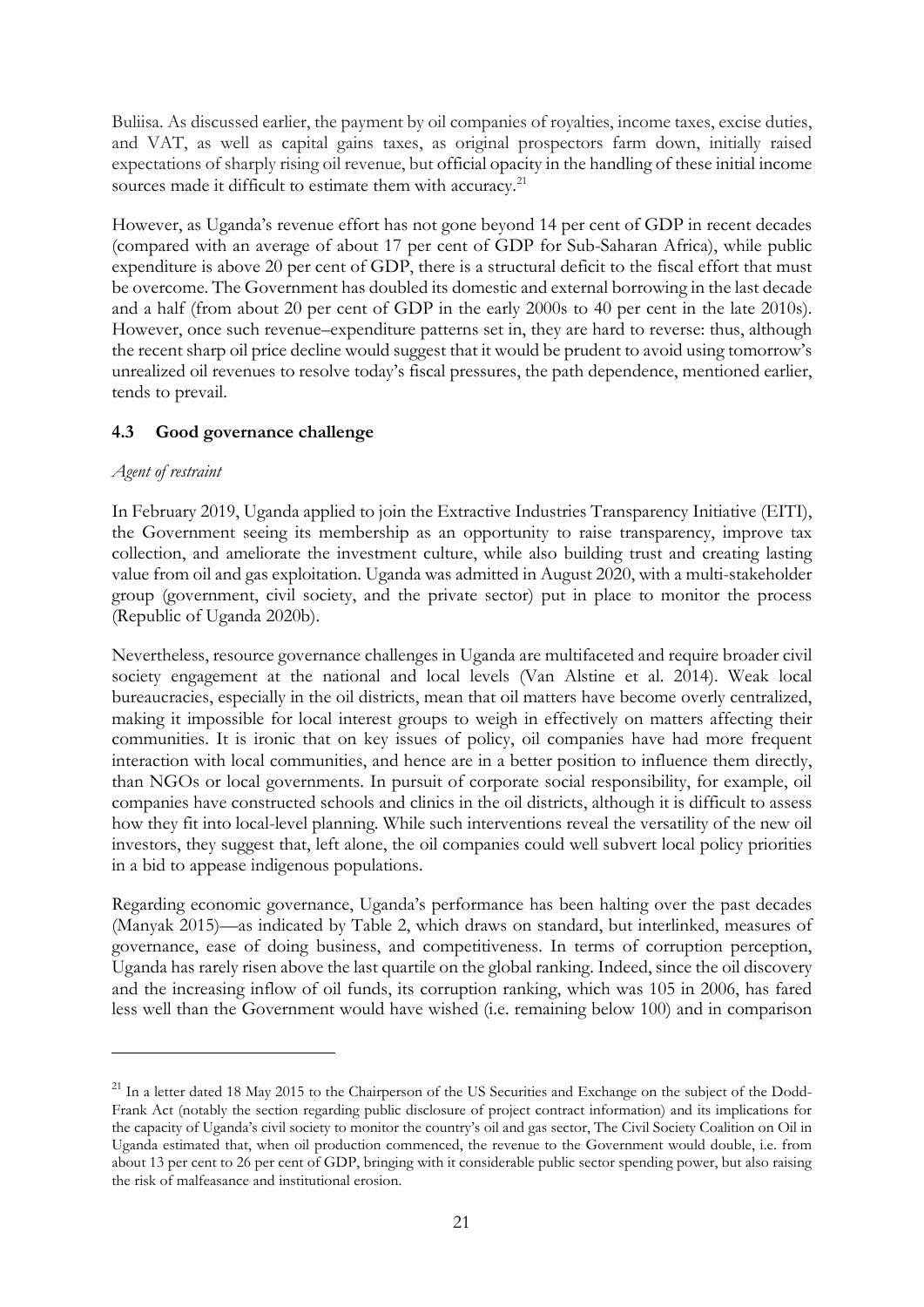Buliisa. As discussed earlier, the payment by oil companies of royalties, income taxes, excise duties, and VAT, as well as capital gains taxes, as original prospectors farm down, initially raised expectations of sharply rising oil revenue, but official opacity in the handling of these initial income sources made it difficult to estimate them with accuracy.[21]

However, as Uganda's revenue effort has not gone beyond 14 per cent of GDP in recent decades (compared with an average of about 17 per cent of GDP for Sub-Saharan Africa), while public expenditure is above 20 per cent of GDP, there is a structural deficit to the fiscal effort that must be overcome. The Government has doubled its domestic and external borrowing in the last decade and a half (from about 20 per cent of GDP in the early 2000s to 40 per cent in the late 2010s). However, once such revenue–expenditure patterns set in, they are hard to reverse: thus, although the recent sharp oil price decline would suggest that it would be prudent to avoid using tomorrow's unrealized oil revenues to resolve today's fiscal pressures, the path dependence, mentioned earlier, tends to prevail.

### 4.3 Good governance challenge

*Agent of restraint*

In February 2019, Uganda applied to join the Extractive Industries Transparency Initiative (EITI), the Government seeing its membership as an opportunity to raise transparency, improve tax collection, and ameliorate the investment culture, while also building trust and creating lasting value from oil and gas exploitation. Uganda was admitted in August 2020, with a multi-stakeholder group (government, civil society, and the private sector) put in place to monitor the process (Republic of Uganda 2020b).

Nevertheless, resource governance challenges in Uganda are multifaceted and require broader civil society engagement at the national and local levels (Van Alstine et al. 2014). Weak local bureaucracies, especially in the oil districts, mean that oil matters have become overly centralized, making it impossible for local interest groups to weigh in effectively on matters affecting their communities. It is ironic that on key issues of policy, oil companies have had more frequent interaction with local communities, and hence are in a better position to influence them directly, than NGOs or local governments. In pursuit of corporate social responsibility, for example, oil companies have constructed schools and clinics in the oil districts, although it is difficult to assess how they fit into local-level planning. While such interventions reveal the versatility of the new oil investors, they suggest that, left alone, the oil companies could well subvert local policy priorities in a bid to appease indigenous populations.

Regarding economic governance, Uganda's performance has been halting over the past decades (Manyak 2015)—as indicated by Table 2, which draws on standard, but interlinked, measures of governance, ease of doing business, and competitiveness. In terms of corruption perception, Uganda has rarely risen above the last quartile on the global ranking. Indeed, since the oil discovery and the increasing inflow of oil funds, its corruption ranking, which was 105 in 2006, has fared less well than the Government would have wished (i.e. remaining below 100) and in comparison

---

[21] In a letter dated 18 May 2015 to the Chairperson of the US Securities and Exchange on the subject of the Dodd-Frank Act (notably the section regarding public disclosure of project contract information) and its implications for the capacity of Uganda's civil society to monitor the country's oil and gas sector, The Civil Society Coalition on Oil in Uganda estimated that, when oil production commenced, the revenue to the Government would double, i.e. from about 13 per cent to 26 per cent of GDP, bringing with it considerable public sector spending power, but also raising the risk of malfeasance and institutional erosion.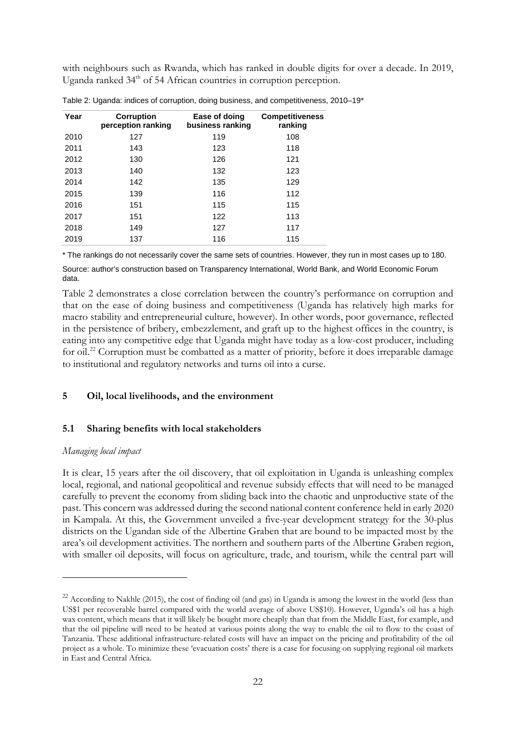with neighbours such as Rwanda, which has ranked in double digits for over a decade. In 2019, Uganda ranked 34th of 54 African countries in corruption perception.

Table 2: Uganda: indices of corruption, doing business, and competitiveness, 2010–19*

| Year | Corruption perception ranking | Ease of doing business ranking | Competitiveness ranking |
|---|---|---|---|
| 2010 | 127 | 119 | 108 |
| 2011 | 143 | 123 | 118 |
| 2012 | 130 | 126 | 121 |
| 2013 | 140 | 132 | 123 |
| 2014 | 142 | 135 | 129 |
| 2015 | 139 | 116 | 112 |
| 2016 | 151 | 115 | 115 |
| 2017 | 151 | 122 | 113 |
| 2018 | 149 | 127 | 117 |
| 2019 | 137 | 116 | 115 |

* The rankings do not necessarily cover the same sets of countries. However, they run in most cases up to 180.

Source: author's construction based on Transparency International, World Bank, and World Economic Forum data.

Table 2 demonstrates a close correlation between the country's performance on corruption and that on the ease of doing business and competitiveness (Uganda has relatively high marks for macro stability and entrepreneurial culture, however). In other words, poor governance, reflected in the persistence of bribery, embezzlement, and graft up to the highest offices in the country, is eating into any competitive edge that Uganda might have today as a low-cost producer, including for oil.[22] Corruption must be combatted as a matter of priority, before it does irreparable damage to institutional and regulatory networks and turns oil into a curse.

## 5 Oil, local livelihoods, and the environment

### 5.1 Sharing benefits with local stakeholders

*Managing local impact*

It is clear, 15 years after the oil discovery, that oil exploitation in Uganda is unleashing complex local, regional, and national geopolitical and revenue subsidy effects that will need to be managed carefully to prevent the economy from sliding back into the chaotic and unproductive state of the past. This concern was addressed during the second national content conference held in early 2020 in Kampala. At this, the Government unveiled a five-year development strategy for the 30-plus districts on the Ugandan side of the Albertine Graben that are bound to be impacted most by the area's oil development activities. The northern and southern parts of the Albertine Graben region, with smaller oil deposits, will focus on agriculture, trade, and tourism, while the central part will

[22] According to Nakhle (2015), the cost of finding oil (and gas) in Uganda is among the lowest in the world (less than US$1 per recoverable barrel compared with the world average of above US$10). However, Uganda's oil has a high wax content, which means that it will likely be bought more cheaply than that from the Middle East, for example, and that the oil pipeline will need to be heated at various points along the way to enable the oil to flow to the coast of Tanzania. These additional infrastructure-related costs will have an impact on the pricing and profitability of the oil project as a whole. To minimize these 'evacuation costs' there is a case for focusing on supplying regional oil markets in East and Central Africa.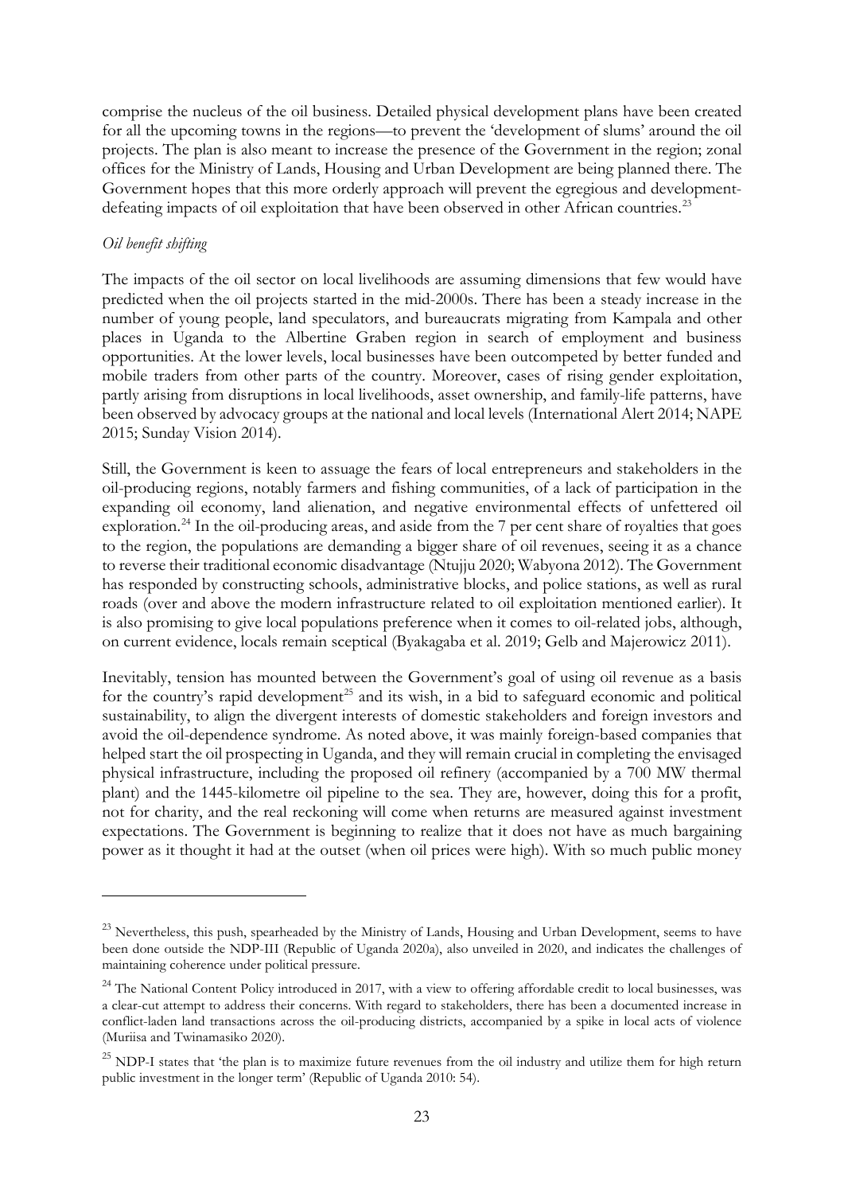comprise the nucleus of the oil business. Detailed physical development plans have been created for all the upcoming towns in the regions—to prevent the 'development of slums' around the oil projects. The plan is also meant to increase the presence of the Government in the region; zonal offices for the Ministry of Lands, Housing and Urban Development are being planned there. The Government hopes that this more orderly approach will prevent the egregious and development-defeating impacts of oil exploitation that have been observed in other African countries.[23]

*Oil benefit shifting*

The impacts of the oil sector on local livelihoods are assuming dimensions that few would have predicted when the oil projects started in the mid-2000s. There has been a steady increase in the number of young people, land speculators, and bureaucrats migrating from Kampala and other places in Uganda to the Albertine Graben region in search of employment and business opportunities. At the lower levels, local businesses have been outcompeted by better funded and mobile traders from other parts of the country. Moreover, cases of rising gender exploitation, partly arising from disruptions in local livelihoods, asset ownership, and family-life patterns, have been observed by advocacy groups at the national and local levels (International Alert 2014; NAPE 2015; Sunday Vision 2014).

Still, the Government is keen to assuage the fears of local entrepreneurs and stakeholders in the oil-producing regions, notably farmers and fishing communities, of a lack of participation in the expanding oil economy, land alienation, and negative environmental effects of unfettered oil exploration.[24] In the oil-producing areas, and aside from the 7 per cent share of royalties that goes to the region, the populations are demanding a bigger share of oil revenues, seeing it as a chance to reverse their traditional economic disadvantage (Ntujju 2020; Wabyona 2012). The Government has responded by constructing schools, administrative blocks, and police stations, as well as rural roads (over and above the modern infrastructure related to oil exploitation mentioned earlier). It is also promising to give local populations preference when it comes to oil-related jobs, although, on current evidence, locals remain sceptical (Byakagaba et al. 2019; Gelb and Majerowicz 2011).

Inevitably, tension has mounted between the Government's goal of using oil revenue as a basis for the country's rapid development[25] and its wish, in a bid to safeguard economic and political sustainability, to align the divergent interests of domestic stakeholders and foreign investors and avoid the oil-dependence syndrome. As noted above, it was mainly foreign-based companies that helped start the oil prospecting in Uganda, and they will remain crucial in completing the envisaged physical infrastructure, including the proposed oil refinery (accompanied by a 700 MW thermal plant) and the 1445-kilometre oil pipeline to the sea. They are, however, doing this for a profit, not for charity, and the real reckoning will come when returns are measured against investment expectations. The Government is beginning to realize that it does not have as much bargaining power as it thought it had at the outset (when oil prices were high). With so much public money

---

[23] Nevertheless, this push, spearheaded by the Ministry of Lands, Housing and Urban Development, seems to have been done outside the NDP-III (Republic of Uganda 2020a), also unveiled in 2020, and indicates the challenges of maintaining coherence under political pressure.

[24] The National Content Policy introduced in 2017, with a view to offering affordable credit to local businesses, was a clear-cut attempt to address their concerns. With regard to stakeholders, there has been a documented increase in conflict-laden land transactions across the oil-producing districts, accompanied by a spike in local acts of violence (Muriisa and Twinamasiko 2020).

[25] NDP-I states that 'the plan is to maximize future revenues from the oil industry and utilize them for high return public investment in the longer term' (Republic of Uganda 2010: 54).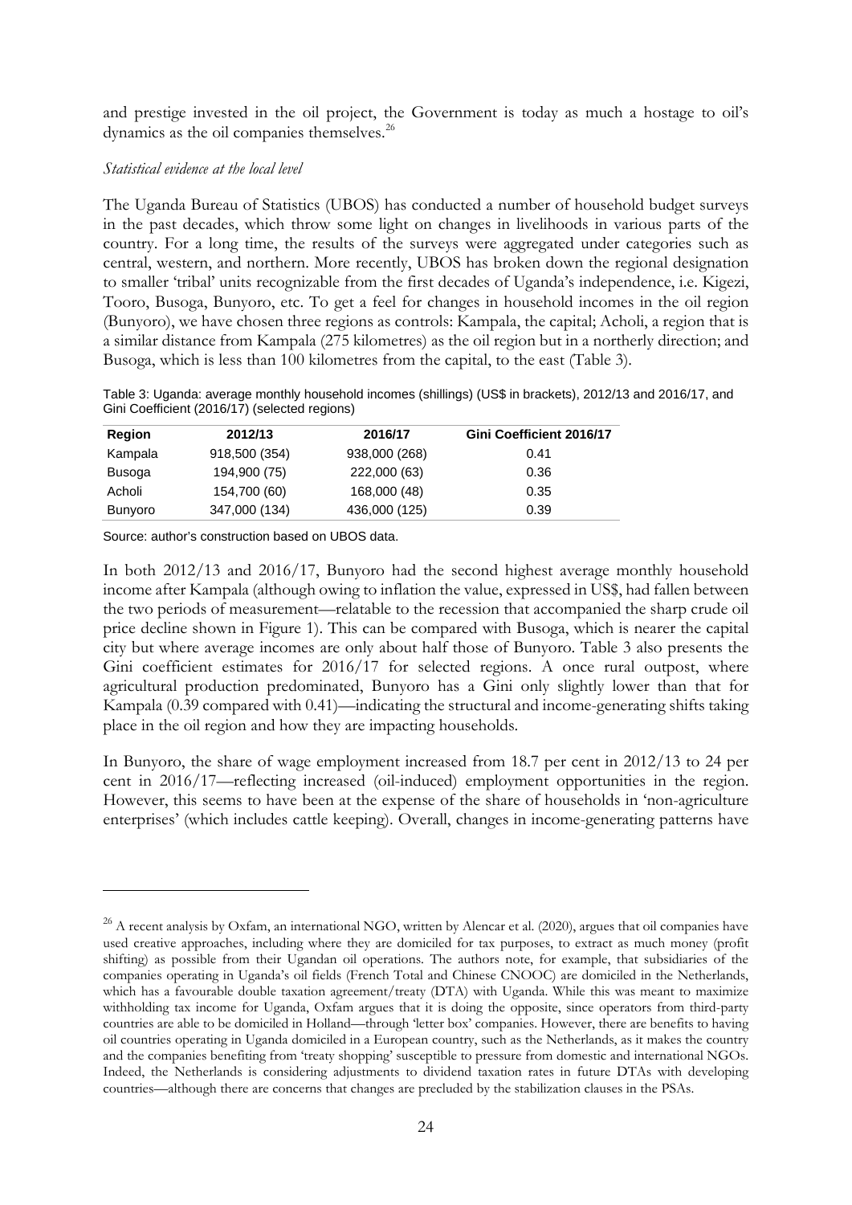and prestige invested in the oil project, the Government is today as much a hostage to oil's dynamics as the oil companies themselves.[26]

*Statistical evidence at the local level*

The Uganda Bureau of Statistics (UBOS) has conducted a number of household budget surveys in the past decades, which throw some light on changes in livelihoods in various parts of the country. For a long time, the results of the surveys were aggregated under categories such as central, western, and northern. More recently, UBOS has broken down the regional designation to smaller 'tribal' units recognizable from the first decades of Uganda's independence, i.e. Kigezi, Tooro, Busoga, Bunyoro, etc. To get a feel for changes in household incomes in the oil region (Bunyoro), we have chosen three regions as controls: Kampala, the capital; Acholi, a region that is a similar distance from Kampala (275 kilometres) as the oil region but in a northerly direction; and Busoga, which is less than 100 kilometres from the capital, to the east (Table 3).

Table 3: Uganda: average monthly household incomes (shillings) (US$ in brackets), 2012/13 and 2016/17, and Gini Coefficient (2016/17) (selected regions)

| Region | 2012/13 | 2016/17 | Gini Coefficient 2016/17 |
|---|---|---|---|
| Kampala | 918,500 (354) | 938,000 (268) | 0.41 |
| Busoga | 194,900 (75) | 222,000 (63) | 0.36 |
| Acholi | 154,700 (60) | 168,000 (48) | 0.35 |
| Bunyoro | 347,000 (134) | 436,000 (125) | 0.39 |

Source: author's construction based on UBOS data.

In both 2012/13 and 2016/17, Bunyoro had the second highest average monthly household income after Kampala (although owing to inflation the value, expressed in US$, had fallen between the two periods of measurement—relatable to the recession that accompanied the sharp crude oil price decline shown in Figure 1). This can be compared with Busoga, which is nearer the capital city but where average incomes are only about half those of Bunyoro. Table 3 also presents the Gini coefficient estimates for 2016/17 for selected regions. A once rural outpost, where agricultural production predominated, Bunyoro has a Gini only slightly lower than that for Kampala (0.39 compared with 0.41)—indicating the structural and income-generating shifts taking place in the oil region and how they are impacting households.

In Bunyoro, the share of wage employment increased from 18.7 per cent in 2012/13 to 24 per cent in 2016/17—reflecting increased (oil-induced) employment opportunities in the region. However, this seems to have been at the expense of the share of households in 'non-agriculture enterprises' (which includes cattle keeping). Overall, changes in income-generating patterns have

[26] A recent analysis by Oxfam, an international NGO, written by Alencar et al. (2020), argues that oil companies have used creative approaches, including where they are domiciled for tax purposes, to extract as much money (profit shifting) as possible from their Ugandan oil operations. The authors note, for example, that subsidiaries of the companies operating in Uganda's oil fields (French Total and Chinese CNOOC) are domiciled in the Netherlands, which has a favourable double taxation agreement/treaty (DTA) with Uganda. While this was meant to maximize withholding tax income for Uganda, Oxfam argues that it is doing the opposite, since operators from third-party countries are able to be domiciled in Holland—through 'letter box' companies. However, there are benefits to having oil countries operating in Uganda domiciled in a European country, such as the Netherlands, as it makes the country and the companies benefiting from 'treaty shopping' susceptible to pressure from domestic and international NGOs. Indeed, the Netherlands is considering adjustments to dividend taxation rates in future DTAs with developing countries—although there are concerns that changes are precluded by the stabilization clauses in the PSAs.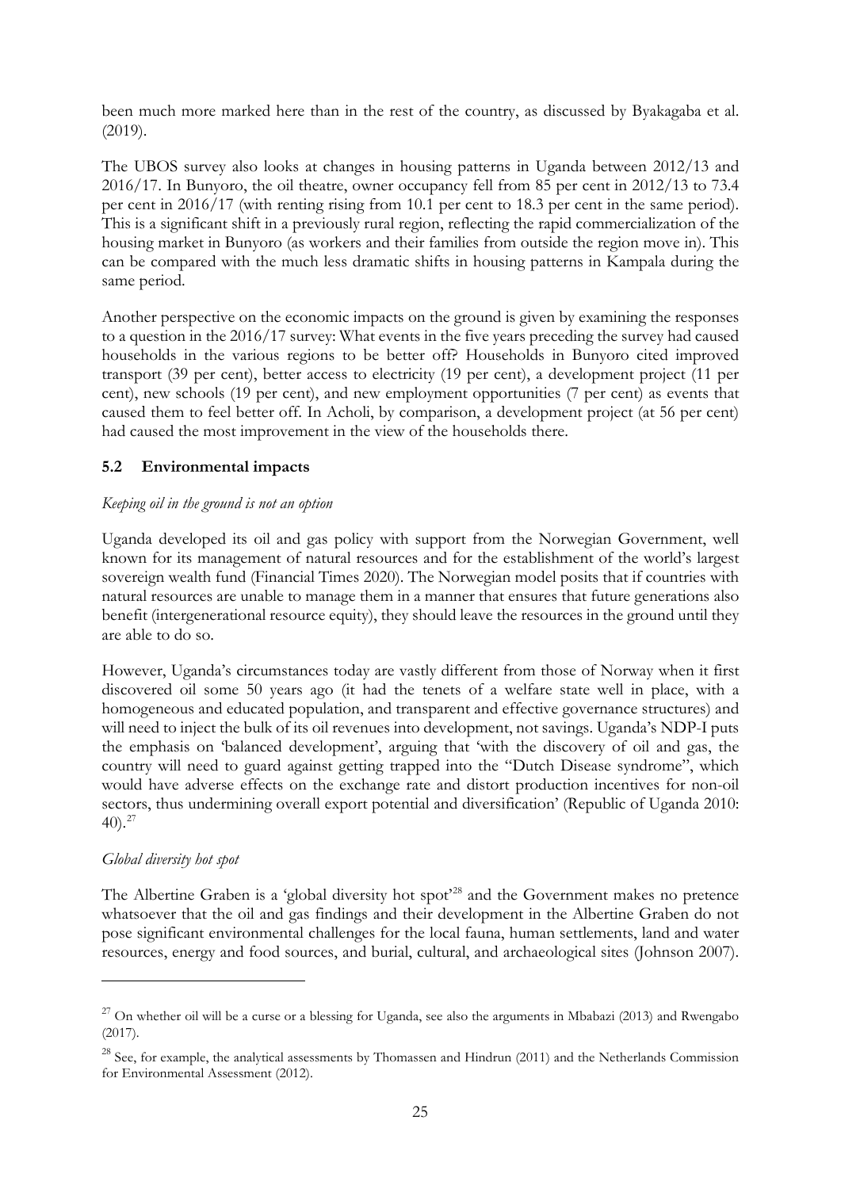been much more marked here than in the rest of the country, as discussed by Byakagaba et al. (2019).

The UBOS survey also looks at changes in housing patterns in Uganda between 2012/13 and 2016/17. In Bunyoro, the oil theatre, owner occupancy fell from 85 per cent in 2012/13 to 73.4 per cent in 2016/17 (with renting rising from 10.1 per cent to 18.3 per cent in the same period). This is a significant shift in a previously rural region, reflecting the rapid commercialization of the housing market in Bunyoro (as workers and their families from outside the region move in). This can be compared with the much less dramatic shifts in housing patterns in Kampala during the same period.

Another perspective on the economic impacts on the ground is given by examining the responses to a question in the 2016/17 survey: What events in the five years preceding the survey had caused households in the various regions to be better off? Households in Bunyoro cited improved transport (39 per cent), better access to electricity (19 per cent), a development project (11 per cent), new schools (19 per cent), and new employment opportunities (7 per cent) as events that caused them to feel better off. In Acholi, by comparison, a development project (at 56 per cent) had caused the most improvement in the view of the households there.

## 5.2 Environmental impacts

*Keeping oil in the ground is not an option*

Uganda developed its oil and gas policy with support from the Norwegian Government, well known for its management of natural resources and for the establishment of the world's largest sovereign wealth fund (Financial Times 2020). The Norwegian model posits that if countries with natural resources are unable to manage them in a manner that ensures that future generations also benefit (intergenerational resource equity), they should leave the resources in the ground until they are able to do so.

However, Uganda's circumstances today are vastly different from those of Norway when it first discovered oil some 50 years ago (it had the tenets of a welfare state well in place, with a homogeneous and educated population, and transparent and effective governance structures) and will need to inject the bulk of its oil revenues into development, not savings. Uganda's NDP-I puts the emphasis on 'balanced development', arguing that 'with the discovery of oil and gas, the country will need to guard against getting trapped into the "Dutch Disease syndrome", which would have adverse effects on the exchange rate and distort production incentives for non-oil sectors, thus undermining overall export potential and diversification' (Republic of Uganda 2010: 40).[27]

*Global diversity hot spot*

The Albertine Graben is a 'global diversity hot spot'[28] and the Government makes no pretence whatsoever that the oil and gas findings and their development in the Albertine Graben do not pose significant environmental challenges for the local fauna, human settlements, land and water resources, energy and food sources, and burial, cultural, and archaeological sites (Johnson 2007).

---

[27] On whether oil will be a curse or a blessing for Uganda, see also the arguments in Mbabazi (2013) and Rwengabo (2017).

[28] See, for example, the analytical assessments by Thomassen and Hindrun (2011) and the Netherlands Commission for Environmental Assessment (2012).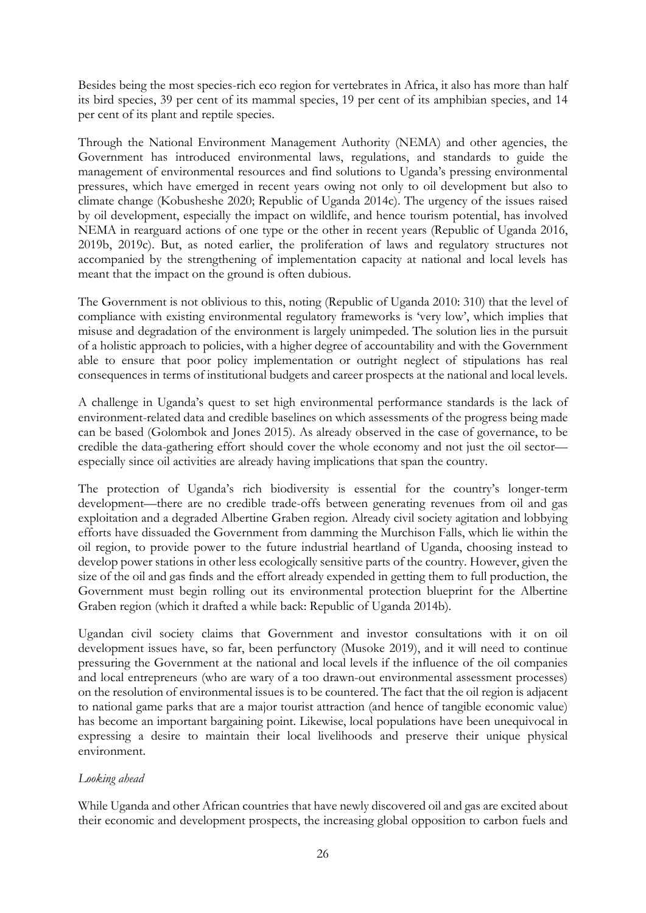Besides being the most species-rich eco region for vertebrates in Africa, it also has more than half its bird species, 39 per cent of its mammal species, 19 per cent of its amphibian species, and 14 per cent of its plant and reptile species.

Through the National Environment Management Authority (NEMA) and other agencies, the Government has introduced environmental laws, regulations, and standards to guide the management of environmental resources and find solutions to Uganda's pressing environmental pressures, which have emerged in recent years owing not only to oil development but also to climate change (Kobusheshe 2020; Republic of Uganda 2014c). The urgency of the issues raised by oil development, especially the impact on wildlife, and hence tourism potential, has involved NEMA in rearguard actions of one type or the other in recent years (Republic of Uganda 2016, 2019b, 2019c). But, as noted earlier, the proliferation of laws and regulatory structures not accompanied by the strengthening of implementation capacity at national and local levels has meant that the impact on the ground is often dubious.

The Government is not oblivious to this, noting (Republic of Uganda 2010: 310) that the level of compliance with existing environmental regulatory frameworks is 'very low', which implies that misuse and degradation of the environment is largely unimpeded. The solution lies in the pursuit of a holistic approach to policies, with a higher degree of accountability and with the Government able to ensure that poor policy implementation or outright neglect of stipulations has real consequences in terms of institutional budgets and career prospects at the national and local levels.

A challenge in Uganda's quest to set high environmental performance standards is the lack of environment-related data and credible baselines on which assessments of the progress being made can be based (Golombok and Jones 2015). As already observed in the case of governance, to be credible the data-gathering effort should cover the whole economy and not just the oil sector—especially since oil activities are already having implications that span the country.

The protection of Uganda's rich biodiversity is essential for the country's longer-term development—there are no credible trade-offs between generating revenues from oil and gas exploitation and a degraded Albertine Graben region. Already civil society agitation and lobbying efforts have dissuaded the Government from damming the Murchison Falls, which lie within the oil region, to provide power to the future industrial heartland of Uganda, choosing instead to develop power stations in other less ecologically sensitive parts of the country. However, given the size of the oil and gas finds and the effort already expended in getting them to full production, the Government must begin rolling out its environmental protection blueprint for the Albertine Graben region (which it drafted a while back: Republic of Uganda 2014b).

Ugandan civil society claims that Government and investor consultations with it on oil development issues have, so far, been perfunctory (Musoke 2019), and it will need to continue pressuring the Government at the national and local levels if the influence of the oil companies and local entrepreneurs (who are wary of a too drawn-out environmental assessment processes) on the resolution of environmental issues is to be countered. The fact that the oil region is adjacent to national game parks that are a major tourist attraction (and hence of tangible economic value) has become an important bargaining point. Likewise, local populations have been unequivocal in expressing a desire to maintain their local livelihoods and preserve their unique physical environment.

*Looking ahead*

While Uganda and other African countries that have newly discovered oil and gas are excited about their economic and development prospects, the increasing global opposition to carbon fuels and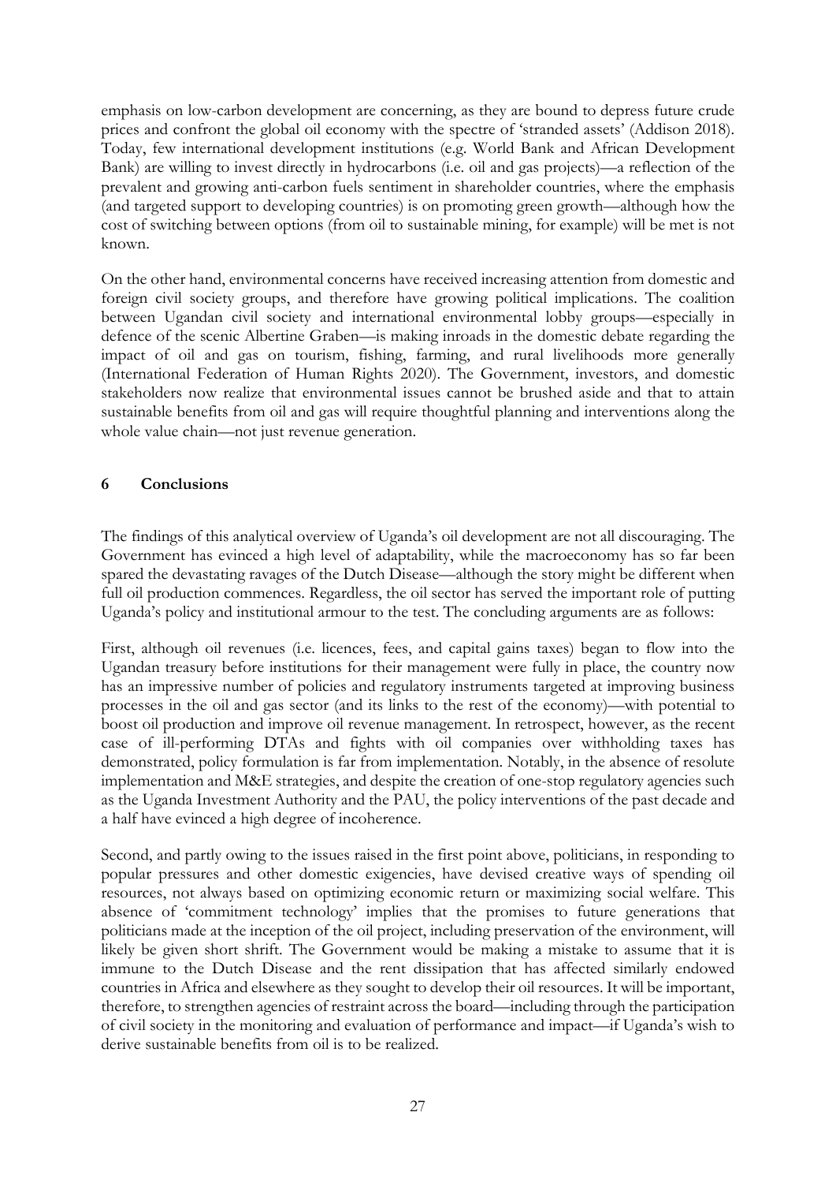emphasis on low-carbon development are concerning, as they are bound to depress future crude prices and confront the global oil economy with the spectre of 'stranded assets' (Addison 2018). Today, few international development institutions (e.g. World Bank and African Development Bank) are willing to invest directly in hydrocarbons (i.e. oil and gas projects)—a reflection of the prevalent and growing anti-carbon fuels sentiment in shareholder countries, where the emphasis (and targeted support to developing countries) is on promoting green growth—although how the cost of switching between options (from oil to sustainable mining, for example) will be met is not known.

On the other hand, environmental concerns have received increasing attention from domestic and foreign civil society groups, and therefore have growing political implications. The coalition between Ugandan civil society and international environmental lobby groups—especially in defence of the scenic Albertine Graben—is making inroads in the domestic debate regarding the impact of oil and gas on tourism, fishing, farming, and rural livelihoods more generally (International Federation of Human Rights 2020). The Government, investors, and domestic stakeholders now realize that environmental issues cannot be brushed aside and that to attain sustainable benefits from oil and gas will require thoughtful planning and interventions along the whole value chain—not just revenue generation.

## 6 Conclusions

The findings of this analytical overview of Uganda's oil development are not all discouraging. The Government has evinced a high level of adaptability, while the macroeconomy has so far been spared the devastating ravages of the Dutch Disease—although the story might be different when full oil production commences. Regardless, the oil sector has served the important role of putting Uganda's policy and institutional armour to the test. The concluding arguments are as follows:

First, although oil revenues (i.e. licences, fees, and capital gains taxes) began to flow into the Ugandan treasury before institutions for their management were fully in place, the country now has an impressive number of policies and regulatory instruments targeted at improving business processes in the oil and gas sector (and its links to the rest of the economy)—with potential to boost oil production and improve oil revenue management. In retrospect, however, as the recent case of ill-performing DTAs and fights with oil companies over withholding taxes has demonstrated, policy formulation is far from implementation. Notably, in the absence of resolute implementation and M&E strategies, and despite the creation of one-stop regulatory agencies such as the Uganda Investment Authority and the PAU, the policy interventions of the past decade and a half have evinced a high degree of incoherence.

Second, and partly owing to the issues raised in the first point above, politicians, in responding to popular pressures and other domestic exigencies, have devised creative ways of spending oil resources, not always based on optimizing economic return or maximizing social welfare. This absence of 'commitment technology' implies that the promises to future generations that politicians made at the inception of the oil project, including preservation of the environment, will likely be given short shrift. The Government would be making a mistake to assume that it is immune to the Dutch Disease and the rent dissipation that has affected similarly endowed countries in Africa and elsewhere as they sought to develop their oil resources. It will be important, therefore, to strengthen agencies of restraint across the board—including through the participation of civil society in the monitoring and evaluation of performance and impact—if Uganda's wish to derive sustainable benefits from oil is to be realized.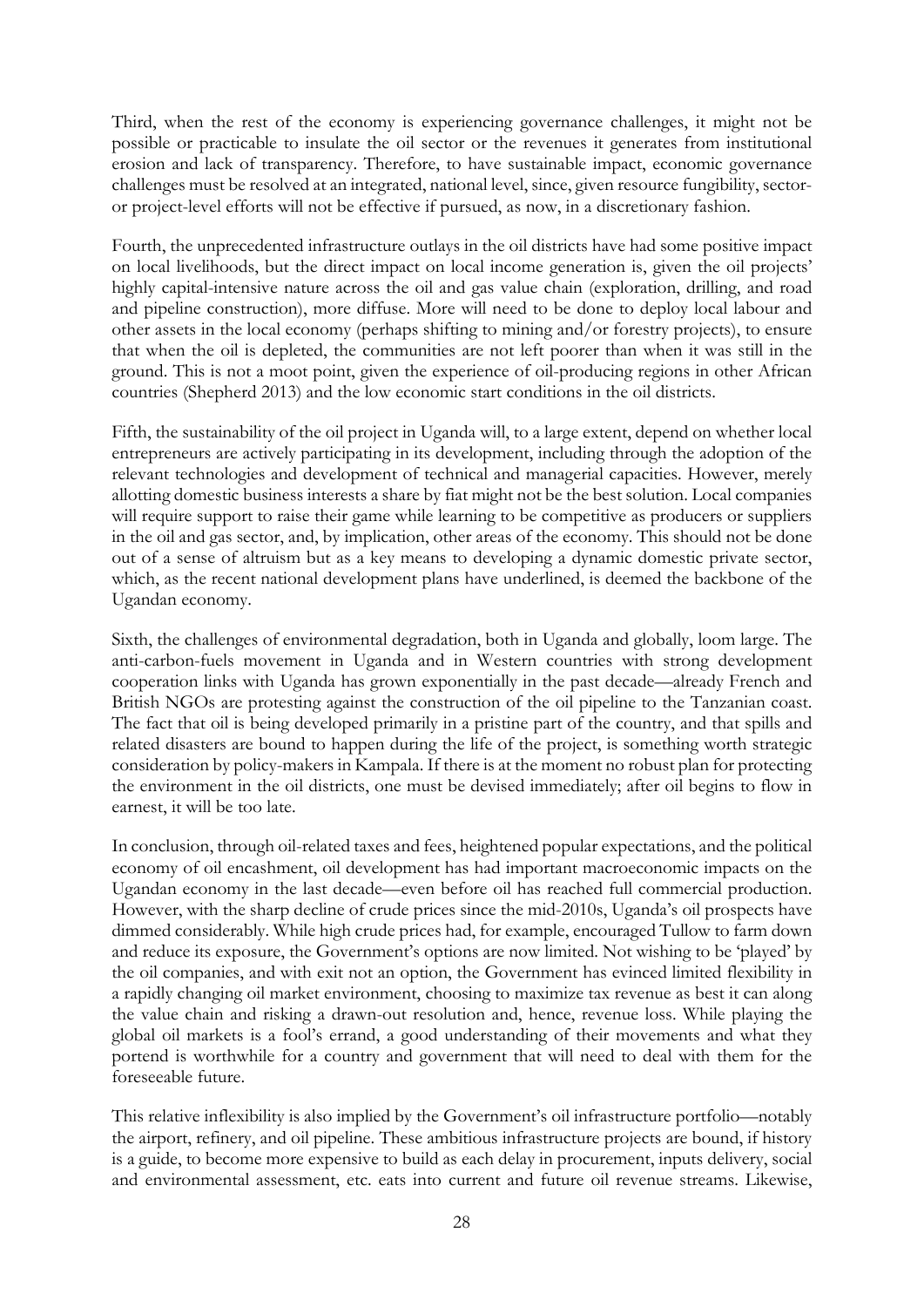Third, when the rest of the economy is experiencing governance challenges, it might not be possible or practicable to insulate the oil sector or the revenues it generates from institutional erosion and lack of transparency. Therefore, to have sustainable impact, economic governance challenges must be resolved at an integrated, national level, since, given resource fungibility, sector- or project-level efforts will not be effective if pursued, as now, in a discretionary fashion.

Fourth, the unprecedented infrastructure outlays in the oil districts have had some positive impact on local livelihoods, but the direct impact on local income generation is, given the oil projects' highly capital-intensive nature across the oil and gas value chain (exploration, drilling, and road and pipeline construction), more diffuse. More will need to be done to deploy local labour and other assets in the local economy (perhaps shifting to mining and/or forestry projects), to ensure that when the oil is depleted, the communities are not left poorer than when it was still in the ground. This is not a moot point, given the experience of oil-producing regions in other African countries (Shepherd 2013) and the low economic start conditions in the oil districts.

Fifth, the sustainability of the oil project in Uganda will, to a large extent, depend on whether local entrepreneurs are actively participating in its development, including through the adoption of the relevant technologies and development of technical and managerial capacities. However, merely allotting domestic business interests a share by fiat might not be the best solution. Local companies will require support to raise their game while learning to be competitive as producers or suppliers in the oil and gas sector, and, by implication, other areas of the economy. This should not be done out of a sense of altruism but as a key means to developing a dynamic domestic private sector, which, as the recent national development plans have underlined, is deemed the backbone of the Ugandan economy.

Sixth, the challenges of environmental degradation, both in Uganda and globally, loom large. The anti-carbon-fuels movement in Uganda and in Western countries with strong development cooperation links with Uganda has grown exponentially in the past decade—already French and British NGOs are protesting against the construction of the oil pipeline to the Tanzanian coast. The fact that oil is being developed primarily in a pristine part of the country, and that spills and related disasters are bound to happen during the life of the project, is something worth strategic consideration by policy-makers in Kampala. If there is at the moment no robust plan for protecting the environment in the oil districts, one must be devised immediately; after oil begins to flow in earnest, it will be too late.

In conclusion, through oil-related taxes and fees, heightened popular expectations, and the political economy of oil encashment, oil development has had important macroeconomic impacts on the Ugandan economy in the last decade—even before oil has reached full commercial production. However, with the sharp decline of crude prices since the mid-2010s, Uganda's oil prospects have dimmed considerably. While high crude prices had, for example, encouraged Tullow to farm down and reduce its exposure, the Government's options are now limited. Not wishing to be 'played' by the oil companies, and with exit not an option, the Government has evinced limited flexibility in a rapidly changing oil market environment, choosing to maximize tax revenue as best it can along the value chain and risking a drawn-out resolution and, hence, revenue loss. While playing the global oil markets is a fool's errand, a good understanding of their movements and what they portend is worthwhile for a country and government that will need to deal with them for the foreseeable future.

This relative inflexibility is also implied by the Government's oil infrastructure portfolio—notably the airport, refinery, and oil pipeline. These ambitious infrastructure projects are bound, if history is a guide, to become more expensive to build as each delay in procurement, inputs delivery, social and environmental assessment, etc. eats into current and future oil revenue streams. Likewise,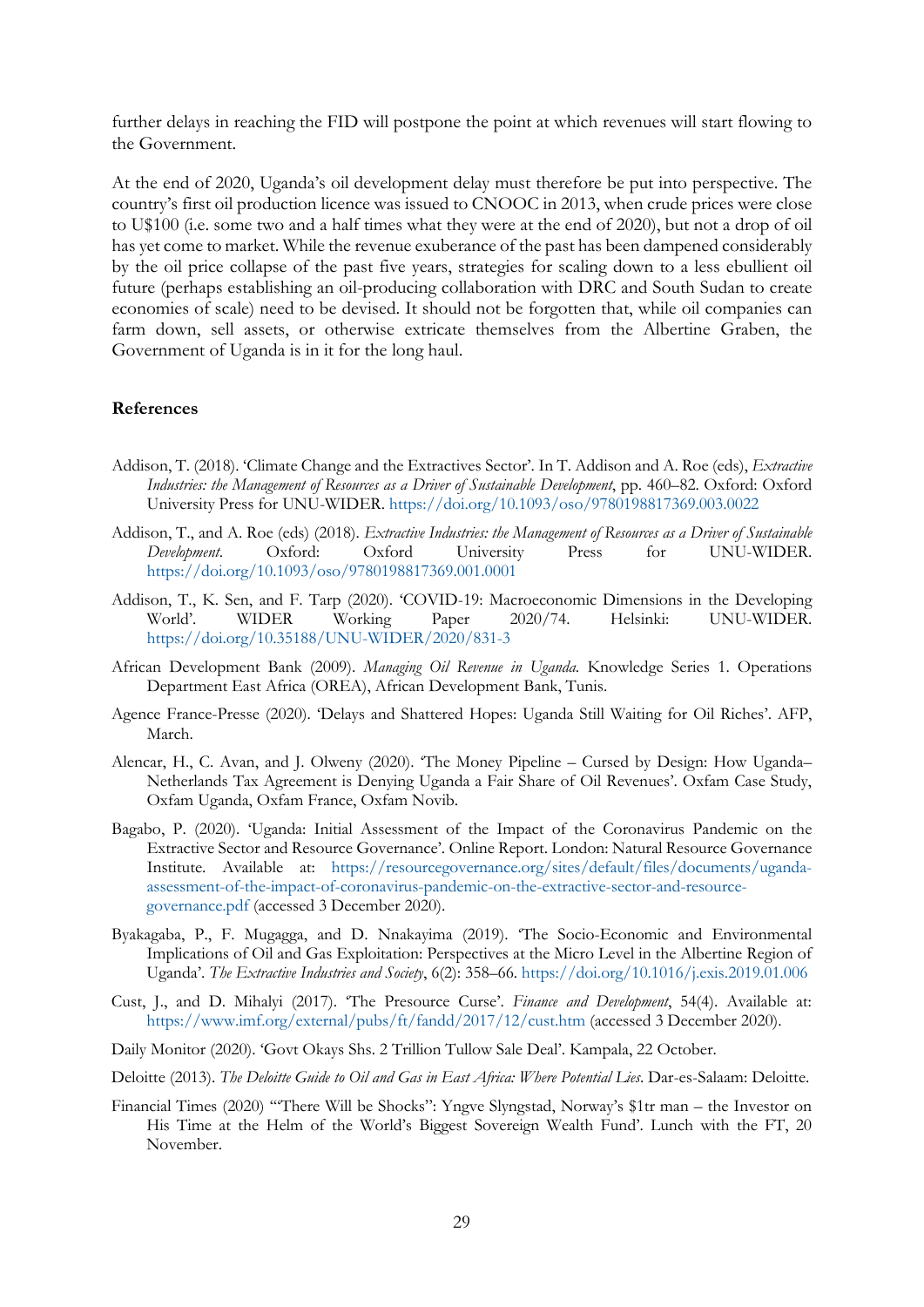further delays in reaching the FID will postpone the point at which revenues will start flowing to the Government.

At the end of 2020, Uganda's oil development delay must therefore be put into perspective. The country's first oil production licence was issued to CNOOC in 2013, when crude prices were close to U$100 (i.e. some two and a half times what they were at the end of 2020), but not a drop of oil has yet come to market. While the revenue exuberance of the past has been dampened considerably by the oil price collapse of the past five years, strategies for scaling down to a less ebullient oil future (perhaps establishing an oil-producing collaboration with DRC and South Sudan to create economies of scale) need to be devised. It should not be forgotten that, while oil companies can farm down, sell assets, or otherwise extricate themselves from the Albertine Graben, the Government of Uganda is in it for the long haul.

## References

Addison, T. (2018). 'Climate Change and the Extractives Sector'. In T. Addison and A. Roe (eds), *Extractive Industries: the Management of Resources as a Driver of Sustainable Development*, pp. 460–82. Oxford: Oxford University Press for UNU-WIDER. https://doi.org/10.1093/oso/9780198817369.003.0022

Addison, T., and A. Roe (eds) (2018). *Extractive Industries: the Management of Resources as a Driver of Sustainable Development*. Oxford: Oxford University Press for UNU-WIDER. https://doi.org/10.1093/oso/9780198817369.001.0001

Addison, T., K. Sen, and F. Tarp (2020). 'COVID-19: Macroeconomic Dimensions in the Developing World'. WIDER Working Paper 2020/74. Helsinki: UNU-WIDER. https://doi.org/10.35188/UNU-WIDER/2020/831-3

African Development Bank (2009). *Managing Oil Revenue in Uganda*. Knowledge Series 1. Operations Department East Africa (OREA), African Development Bank, Tunis.

Agence France-Presse (2020). 'Delays and Shattered Hopes: Uganda Still Waiting for Oil Riches'. AFP, March.

Alencar, H., C. Avan, and J. Olweny (2020). 'The Money Pipeline – Cursed by Design: How Uganda–Netherlands Tax Agreement is Denying Uganda a Fair Share of Oil Revenues'. Oxfam Case Study, Oxfam Uganda, Oxfam France, Oxfam Novib.

Bagabo, P. (2020). 'Uganda: Initial Assessment of the Impact of the Coronavirus Pandemic on the Extractive Sector and Resource Governance'. Online Report. London: Natural Resource Governance Institute. Available at: https://resourcegovernance.org/sites/default/files/documents/uganda-assessment-of-the-impact-of-coronavirus-pandemic-on-the-extractive-sector-and-resource-governance.pdf (accessed 3 December 2020).

Byakagaba, P., F. Mugagga, and D. Nnakayima (2019). 'The Socio-Economic and Environmental Implications of Oil and Gas Exploitation: Perspectives at the Micro Level in the Albertine Region of Uganda'. *The Extractive Industries and Society*, 6(2): 358–66. https://doi.org/10.1016/j.exis.2019.01.006

Cust, J., and D. Mihalyi (2017). 'The Presource Curse'. *Finance and Development*, 54(4). Available at: https://www.imf.org/external/pubs/ft/fandd/2017/12/cust.htm (accessed 3 December 2020).

Daily Monitor (2020). 'Govt Okays Shs. 2 Trillion Tullow Sale Deal'. Kampala, 22 October.

Deloitte (2013). *The Deloitte Guide to Oil and Gas in East Africa: Where Potential Lies*. Dar-es-Salaam: Deloitte.

Financial Times (2020) '"There Will be Shocks": Yngve Slyngstad, Norway's $1tr man – the Investor on His Time at the Helm of the World's Biggest Sovereign Wealth Fund'. Lunch with the FT, 20 November.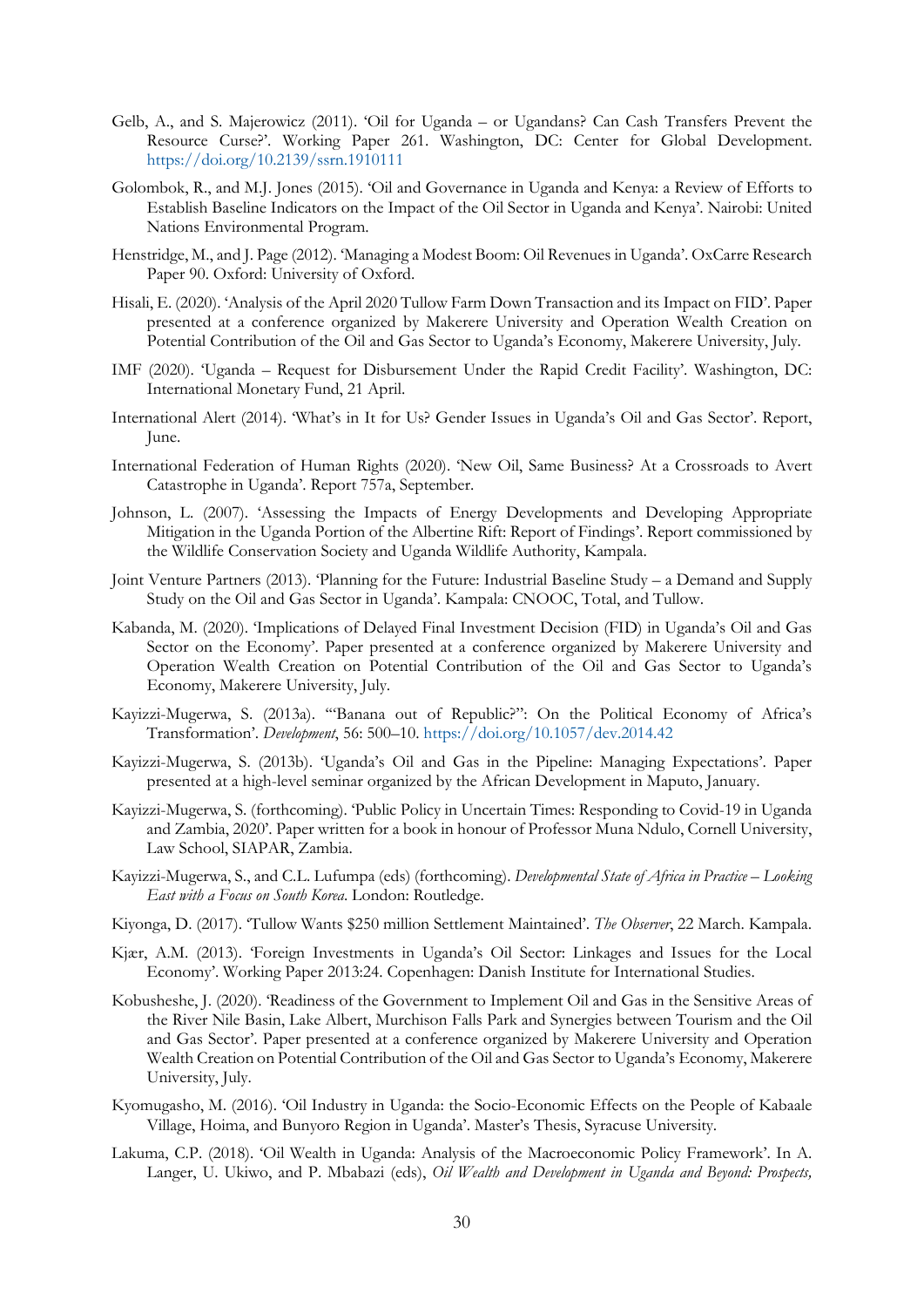Gelb, A., and S. Majerowicz (2011). 'Oil for Uganda – or Ugandans? Can Cash Transfers Prevent the Resource Curse?'. Working Paper 261. Washington, DC: Center for Global Development. https://doi.org/10.2139/ssrn.1910111

Golombok, R., and M.J. Jones (2015). 'Oil and Governance in Uganda and Kenya: a Review of Efforts to Establish Baseline Indicators on the Impact of the Oil Sector in Uganda and Kenya'. Nairobi: United Nations Environmental Program.

Henstridge, M., and J. Page (2012). 'Managing a Modest Boom: Oil Revenues in Uganda'. OxCarre Research Paper 90. Oxford: University of Oxford.

Hisali, E. (2020). 'Analysis of the April 2020 Tullow Farm Down Transaction and its Impact on FID'. Paper presented at a conference organized by Makerere University and Operation Wealth Creation on Potential Contribution of the Oil and Gas Sector to Uganda's Economy, Makerere University, July.

IMF (2020). 'Uganda – Request for Disbursement Under the Rapid Credit Facility'. Washington, DC: International Monetary Fund, 21 April.

International Alert (2014). 'What's in It for Us? Gender Issues in Uganda's Oil and Gas Sector'. Report, June.

International Federation of Human Rights (2020). 'New Oil, Same Business? At a Crossroads to Avert Catastrophe in Uganda'. Report 757a, September.

Johnson, L. (2007). 'Assessing the Impacts of Energy Developments and Developing Appropriate Mitigation in the Uganda Portion of the Albertine Rift: Report of Findings'. Report commissioned by the Wildlife Conservation Society and Uganda Wildlife Authority, Kampala.

Joint Venture Partners (2013). 'Planning for the Future: Industrial Baseline Study – a Demand and Supply Study on the Oil and Gas Sector in Uganda'. Kampala: CNOOC, Total, and Tullow.

Kabanda, M. (2020). 'Implications of Delayed Final Investment Decision (FID) in Uganda's Oil and Gas Sector on the Economy'. Paper presented at a conference organized by Makerere University and Operation Wealth Creation on Potential Contribution of the Oil and Gas Sector to Uganda's Economy, Makerere University, July.

Kayizzi-Mugerwa, S. (2013a). '"Banana out of Republic?": On the Political Economy of Africa's Transformation'. *Development*, 56: 500–10. https://doi.org/10.1057/dev.2014.42

Kayizzi-Mugerwa, S. (2013b). 'Uganda's Oil and Gas in the Pipeline: Managing Expectations'. Paper presented at a high-level seminar organized by the African Development in Maputo, January.

Kayizzi-Mugerwa, S. (forthcoming). 'Public Policy in Uncertain Times: Responding to Covid-19 in Uganda and Zambia, 2020'. Paper written for a book in honour of Professor Muna Ndulo, Cornell University, Law School, SIAPAR, Zambia.

Kayizzi-Mugerwa, S., and C.L. Lufumpa (eds) (forthcoming). *Developmental State of Africa in Practice – Looking East with a Focus on South Korea*. London: Routledge.

Kiyonga, D. (2017). 'Tullow Wants $250 million Settlement Maintained'. *The Observer*, 22 March. Kampala.

Kjær, A.M. (2013). 'Foreign Investments in Uganda's Oil Sector: Linkages and Issues for the Local Economy'. Working Paper 2013:24. Copenhagen: Danish Institute for International Studies.

Kobusheshe, J. (2020). 'Readiness of the Government to Implement Oil and Gas in the Sensitive Areas of the River Nile Basin, Lake Albert, Murchison Falls Park and Synergies between Tourism and the Oil and Gas Sector'. Paper presented at a conference organized by Makerere University and Operation Wealth Creation on Potential Contribution of the Oil and Gas Sector to Uganda's Economy, Makerere University, July.

Kyomugasho, M. (2016). 'Oil Industry in Uganda: the Socio-Economic Effects on the People of Kabaale Village, Hoima, and Bunyoro Region in Uganda'. Master's Thesis, Syracuse University.

Lakuma, C.P. (2018). 'Oil Wealth in Uganda: Analysis of the Macroeconomic Policy Framework'. In A. Langer, U. Ukiwo, and P. Mbabazi (eds), *Oil Wealth and Development in Uganda and Beyond: Prospects,*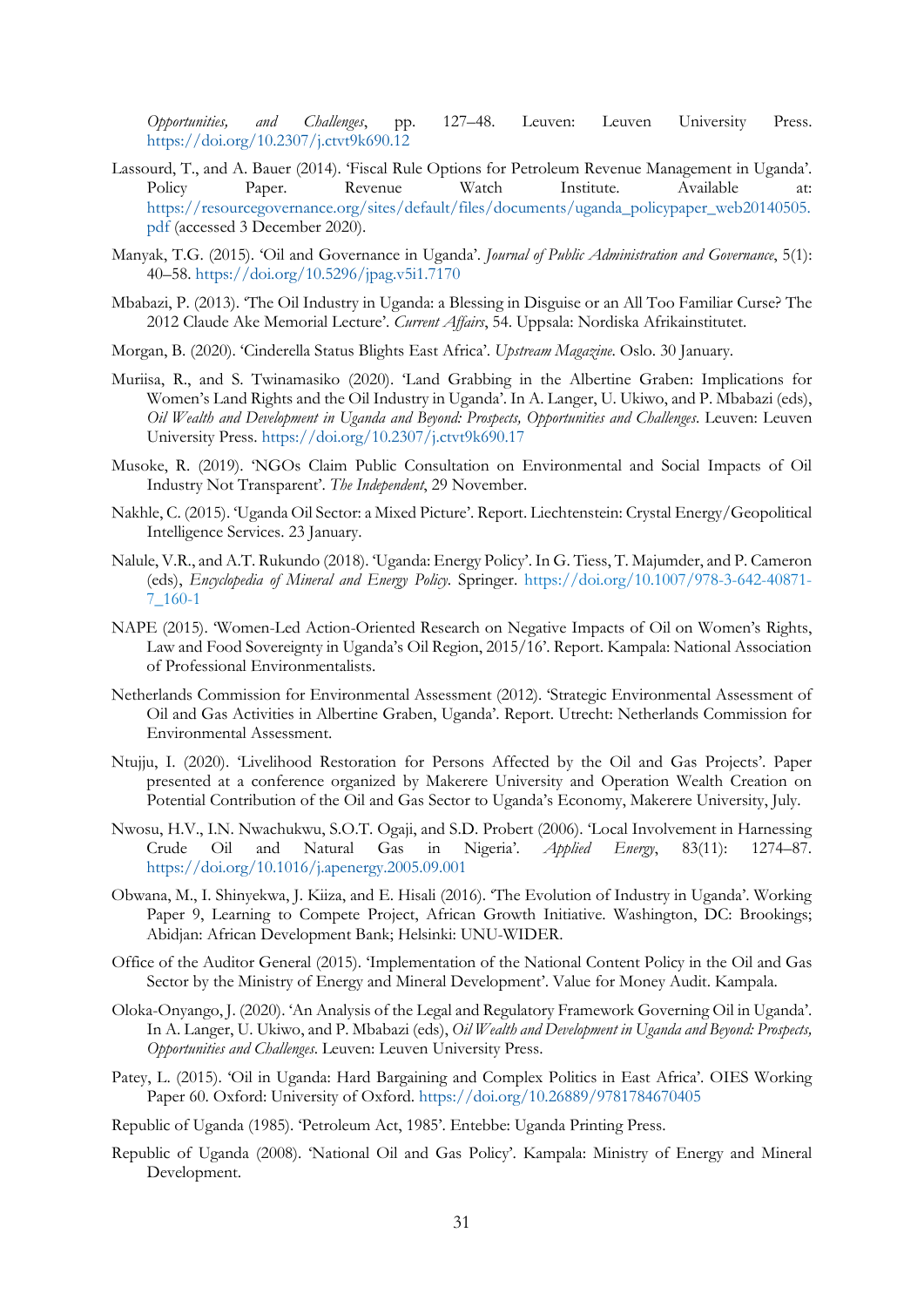*Opportunities, and Challenges*, pp. 127–48. Leuven: Leuven University Press. https://doi.org/10.2307/j.ctvt9k690.12

Lassourd, T., and A. Bauer (2014). 'Fiscal Rule Options for Petroleum Revenue Management in Uganda'. Policy Paper. Revenue Watch Institute. Available at: https://resourcegovernance.org/sites/default/files/documents/uganda_policypaper_web20140505.pdf (accessed 3 December 2020).

Manyak, T.G. (2015). 'Oil and Governance in Uganda'. *Journal of Public Administration and Governance*, 5(1): 40–58. https://doi.org/10.5296/jpag.v5i1.7170

Mbabazi, P. (2013). 'The Oil Industry in Uganda: a Blessing in Disguise or an All Too Familiar Curse? The 2012 Claude Ake Memorial Lecture'. *Current Affairs*, 54. Uppsala: Nordiska Afrikainstitutet.

Morgan, B. (2020). 'Cinderella Status Blights East Africa'. *Upstream Magazine*. Oslo. 30 January.

Muriisa, R., and S. Twinamasiko (2020). 'Land Grabbing in the Albertine Graben: Implications for Women's Land Rights and the Oil Industry in Uganda'. In A. Langer, U. Ukiwo, and P. Mbabazi (eds), *Oil Wealth and Development in Uganda and Beyond: Prospects, Opportunities and Challenges*. Leuven: Leuven University Press. https://doi.org/10.2307/j.ctvt9k690.17

Musoke, R. (2019). 'NGOs Claim Public Consultation on Environmental and Social Impacts of Oil Industry Not Transparent'. *The Independent*, 29 November.

Nakhle, C. (2015). 'Uganda Oil Sector: a Mixed Picture'. Report. Liechtenstein: Crystal Energy/Geopolitical Intelligence Services. 23 January.

Nalule, V.R., and A.T. Rukundo (2018). 'Uganda: Energy Policy'. In G. Tiess, T. Majumder, and P. Cameron (eds), *Encyclopedia of Mineral and Energy Policy*. Springer. https://doi.org/10.1007/978-3-642-40871-7_160-1

NAPE (2015). 'Women-Led Action-Oriented Research on Negative Impacts of Oil on Women's Rights, Law and Food Sovereignty in Uganda's Oil Region, 2015/16'. Report. Kampala: National Association of Professional Environmentalists.

Netherlands Commission for Environmental Assessment (2012). 'Strategic Environmental Assessment of Oil and Gas Activities in Albertine Graben, Uganda'. Report. Utrecht: Netherlands Commission for Environmental Assessment.

Ntujju, I. (2020). 'Livelihood Restoration for Persons Affected by the Oil and Gas Projects'. Paper presented at a conference organized by Makerere University and Operation Wealth Creation on Potential Contribution of the Oil and Gas Sector to Uganda's Economy, Makerere University, July.

Nwosu, H.V., I.N. Nwachukwu, S.O.T. Ogaji, and S.D. Probert (2006). 'Local Involvement in Harnessing Crude Oil and Natural Gas in Nigeria'. *Applied Energy*, 83(11): 1274–87. https://doi.org/10.1016/j.apenergy.2005.09.001

Obwana, M., I. Shinyekwa, J. Kiiza, and E. Hisali (2016). 'The Evolution of Industry in Uganda'. Working Paper 9, Learning to Compete Project, African Growth Initiative. Washington, DC: Brookings; Abidjan: African Development Bank; Helsinki: UNU-WIDER.

Office of the Auditor General (2015). 'Implementation of the National Content Policy in the Oil and Gas Sector by the Ministry of Energy and Mineral Development'. Value for Money Audit. Kampala.

Oloka-Onyango, J. (2020). 'An Analysis of the Legal and Regulatory Framework Governing Oil in Uganda'. In A. Langer, U. Ukiwo, and P. Mbabazi (eds), *Oil Wealth and Development in Uganda and Beyond: Prospects, Opportunities and Challenges*. Leuven: Leuven University Press.

Patey, L. (2015). 'Oil in Uganda: Hard Bargaining and Complex Politics in East Africa'. OIES Working Paper 60. Oxford: University of Oxford. https://doi.org/10.26889/9781784670405

Republic of Uganda (1985). 'Petroleum Act, 1985'. Entebbe: Uganda Printing Press.

Republic of Uganda (2008). 'National Oil and Gas Policy'. Kampala: Ministry of Energy and Mineral Development.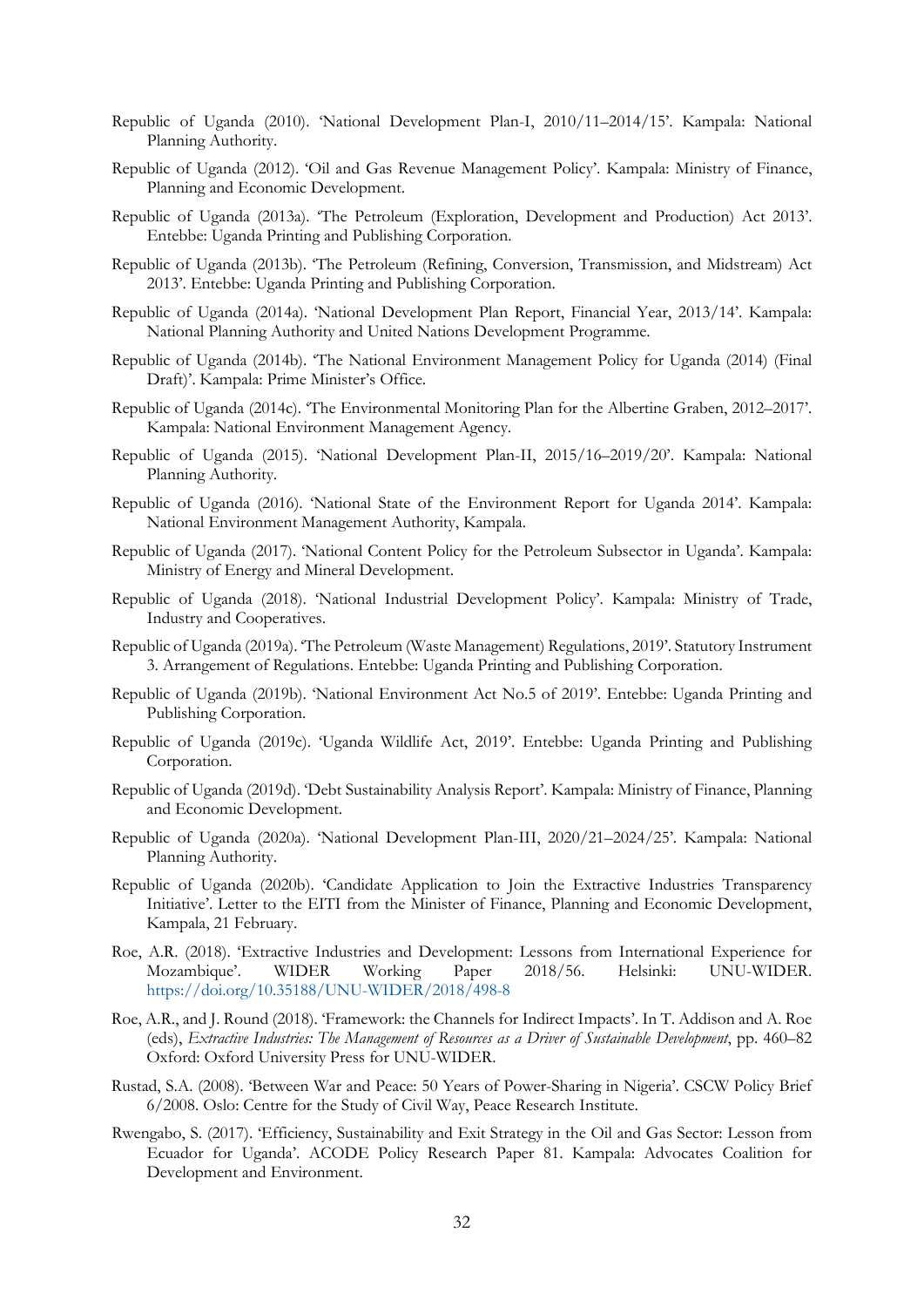Republic of Uganda (2010). 'National Development Plan-I, 2010/11–2014/15'. Kampala: National Planning Authority.

Republic of Uganda (2012). 'Oil and Gas Revenue Management Policy'. Kampala: Ministry of Finance, Planning and Economic Development.

Republic of Uganda (2013a). 'The Petroleum (Exploration, Development and Production) Act 2013'. Entebbe: Uganda Printing and Publishing Corporation.

Republic of Uganda (2013b). 'The Petroleum (Refining, Conversion, Transmission, and Midstream) Act 2013'. Entebbe: Uganda Printing and Publishing Corporation.

Republic of Uganda (2014a). 'National Development Plan Report, Financial Year, 2013/14'. Kampala: National Planning Authority and United Nations Development Programme.

Republic of Uganda (2014b). 'The National Environment Management Policy for Uganda (2014) (Final Draft)'. Kampala: Prime Minister's Office.

Republic of Uganda (2014c). 'The Environmental Monitoring Plan for the Albertine Graben, 2012–2017'. Kampala: National Environment Management Agency.

Republic of Uganda (2015). 'National Development Plan-II, 2015/16–2019/20'. Kampala: National Planning Authority.

Republic of Uganda (2016). 'National State of the Environment Report for Uganda 2014'. Kampala: National Environment Management Authority, Kampala.

Republic of Uganda (2017). 'National Content Policy for the Petroleum Subsector in Uganda'. Kampala: Ministry of Energy and Mineral Development.

Republic of Uganda (2018). 'National Industrial Development Policy'. Kampala: Ministry of Trade, Industry and Cooperatives.

Republic of Uganda (2019a). 'The Petroleum (Waste Management) Regulations, 2019'. Statutory Instrument 3. Arrangement of Regulations. Entebbe: Uganda Printing and Publishing Corporation.

Republic of Uganda (2019b). 'National Environment Act No.5 of 2019'. Entebbe: Uganda Printing and Publishing Corporation.

Republic of Uganda (2019c). 'Uganda Wildlife Act, 2019'. Entebbe: Uganda Printing and Publishing Corporation.

Republic of Uganda (2019d). 'Debt Sustainability Analysis Report'. Kampala: Ministry of Finance, Planning and Economic Development.

Republic of Uganda (2020a). 'National Development Plan-III, 2020/21–2024/25'. Kampala: National Planning Authority.

Republic of Uganda (2020b). 'Candidate Application to Join the Extractive Industries Transparency Initiative'. Letter to the EITI from the Minister of Finance, Planning and Economic Development, Kampala, 21 February.

Roe, A.R. (2018). 'Extractive Industries and Development: Lessons from International Experience for Mozambique'. WIDER Working Paper 2018/56. Helsinki: UNU-WIDER. https://doi.org/10.35188/UNU-WIDER/2018/498-8

Roe, A.R., and J. Round (2018). 'Framework: the Channels for Indirect Impacts'. In T. Addison and A. Roe (eds), *Extractive Industries: The Management of Resources as a Driver of Sustainable Development*, pp. 460–82 Oxford: Oxford University Press for UNU-WIDER.

Rustad, S.A. (2008). 'Between War and Peace: 50 Years of Power-Sharing in Nigeria'. CSCW Policy Brief 6/2008. Oslo: Centre for the Study of Civil Way, Peace Research Institute.

Rwengabo, S. (2017). 'Efficiency, Sustainability and Exit Strategy in the Oil and Gas Sector: Lesson from Ecuador for Uganda'. ACODE Policy Research Paper 81. Kampala: Advocates Coalition for Development and Environment.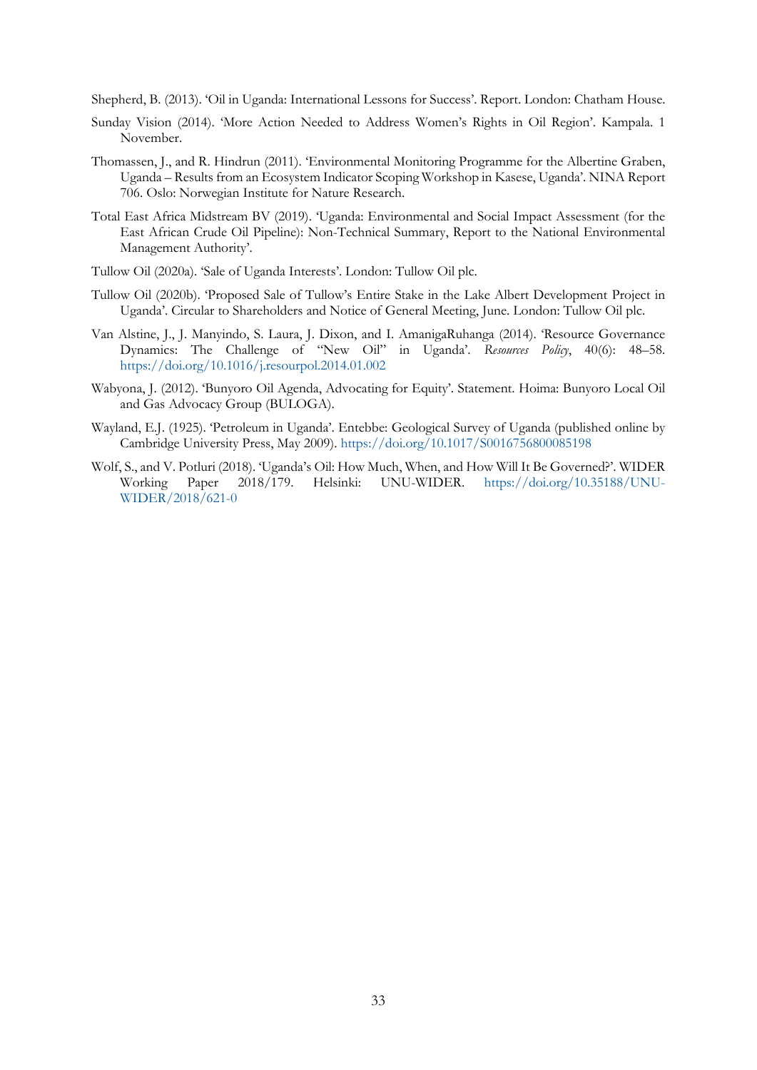Shepherd, B. (2013). 'Oil in Uganda: International Lessons for Success'. Report. London: Chatham House.

Sunday Vision (2014). 'More Action Needed to Address Women's Rights in Oil Region'. Kampala. 1 November.

Thomassen, J., and R. Hindrun (2011). 'Environmental Monitoring Programme for the Albertine Graben, Uganda – Results from an Ecosystem Indicator Scoping Workshop in Kasese, Uganda'. NINA Report 706. Oslo: Norwegian Institute for Nature Research.

Total East Africa Midstream BV (2019). 'Uganda: Environmental and Social Impact Assessment (for the East African Crude Oil Pipeline): Non-Technical Summary, Report to the National Environmental Management Authority'.

Tullow Oil (2020a). 'Sale of Uganda Interests'. London: Tullow Oil plc.

Tullow Oil (2020b). 'Proposed Sale of Tullow's Entire Stake in the Lake Albert Development Project in Uganda'. Circular to Shareholders and Notice of General Meeting, June. London: Tullow Oil plc.

Van Alstine, J., J. Manyindo, S. Laura, J. Dixon, and I. AmanigaRuhanga (2014). 'Resource Governance Dynamics: The Challenge of "New Oil" in Uganda'. *Resources Policy*, 40(6): 48–58. https://doi.org/10.1016/j.resourpol.2014.01.002

Wabyona, J. (2012). 'Bunyoro Oil Agenda, Advocating for Equity'. Statement. Hoima: Bunyoro Local Oil and Gas Advocacy Group (BULOGA).

Wayland, E.J. (1925). 'Petroleum in Uganda'. Entebbe: Geological Survey of Uganda (published online by Cambridge University Press, May 2009). https://doi.org/10.1017/S0016756800085198

Wolf, S., and V. Potluri (2018). 'Uganda's Oil: How Much, When, and How Will It Be Governed?'. WIDER Working Paper 2018/179. Helsinki: UNU-WIDER. https://doi.org/10.35188/UNU-WIDER/2018/621-0